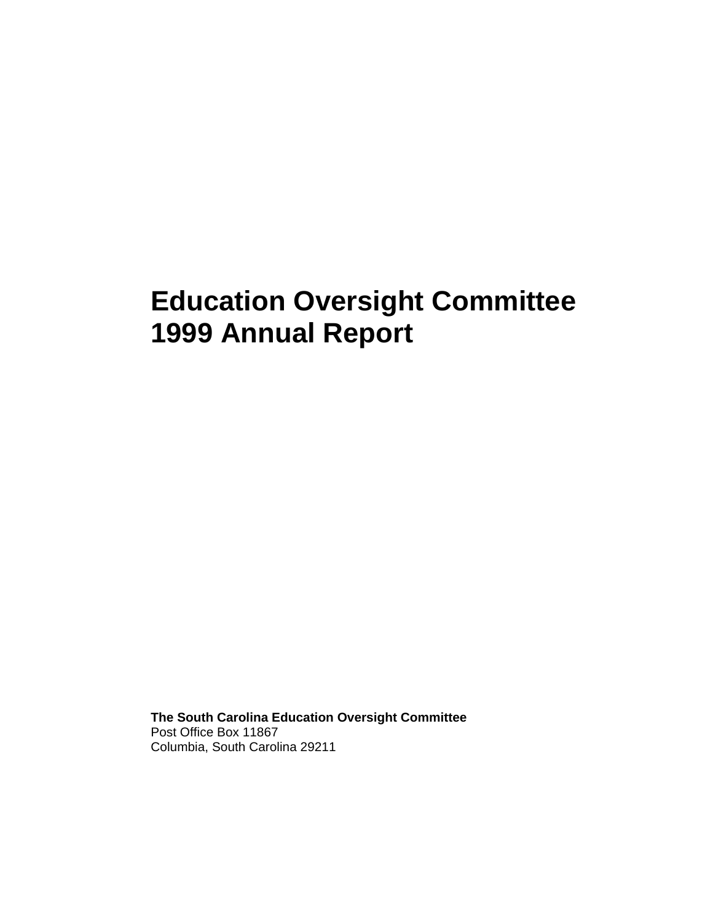# Education Oversight Committee 1999 Annual Report

**The South Carolina Education Oversight Committee**
Post Office Box 11867
Columbia, South Carolina 29211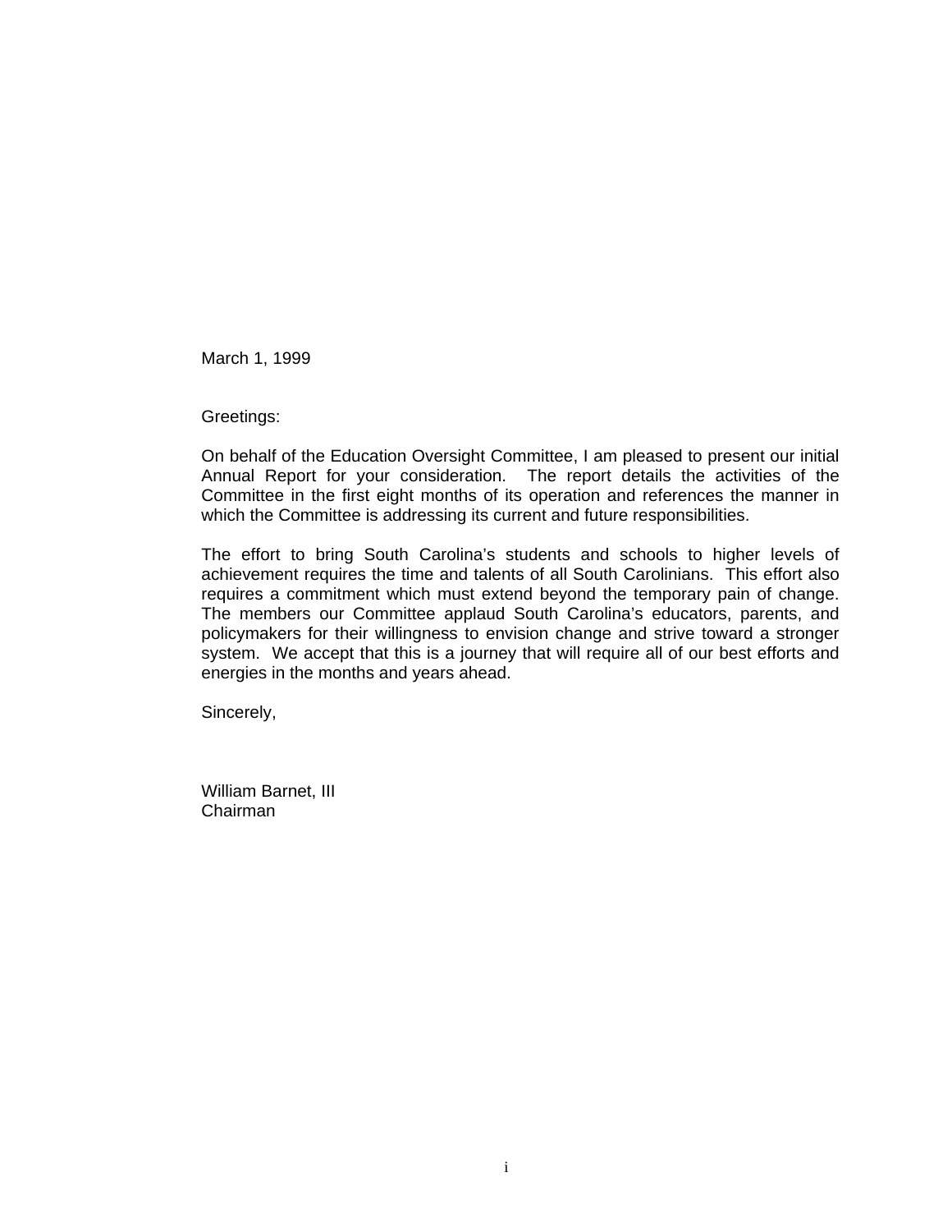March 1, 1999

Greetings:

On behalf of the Education Oversight Committee, I am pleased to present our initial Annual Report for your consideration. The report details the activities of the Committee in the first eight months of its operation and references the manner in which the Committee is addressing its current and future responsibilities.

The effort to bring South Carolina's students and schools to higher levels of achievement requires the time and talents of all South Carolinians. This effort also requires a commitment which must extend beyond the temporary pain of change. The members our Committee applaud South Carolina's educators, parents, and policymakers for their willingness to envision change and strive toward a stronger system. We accept that this is a journey that will require all of our best efforts and energies in the months and years ahead.

Sincerely,

William Barnet, III
Chairman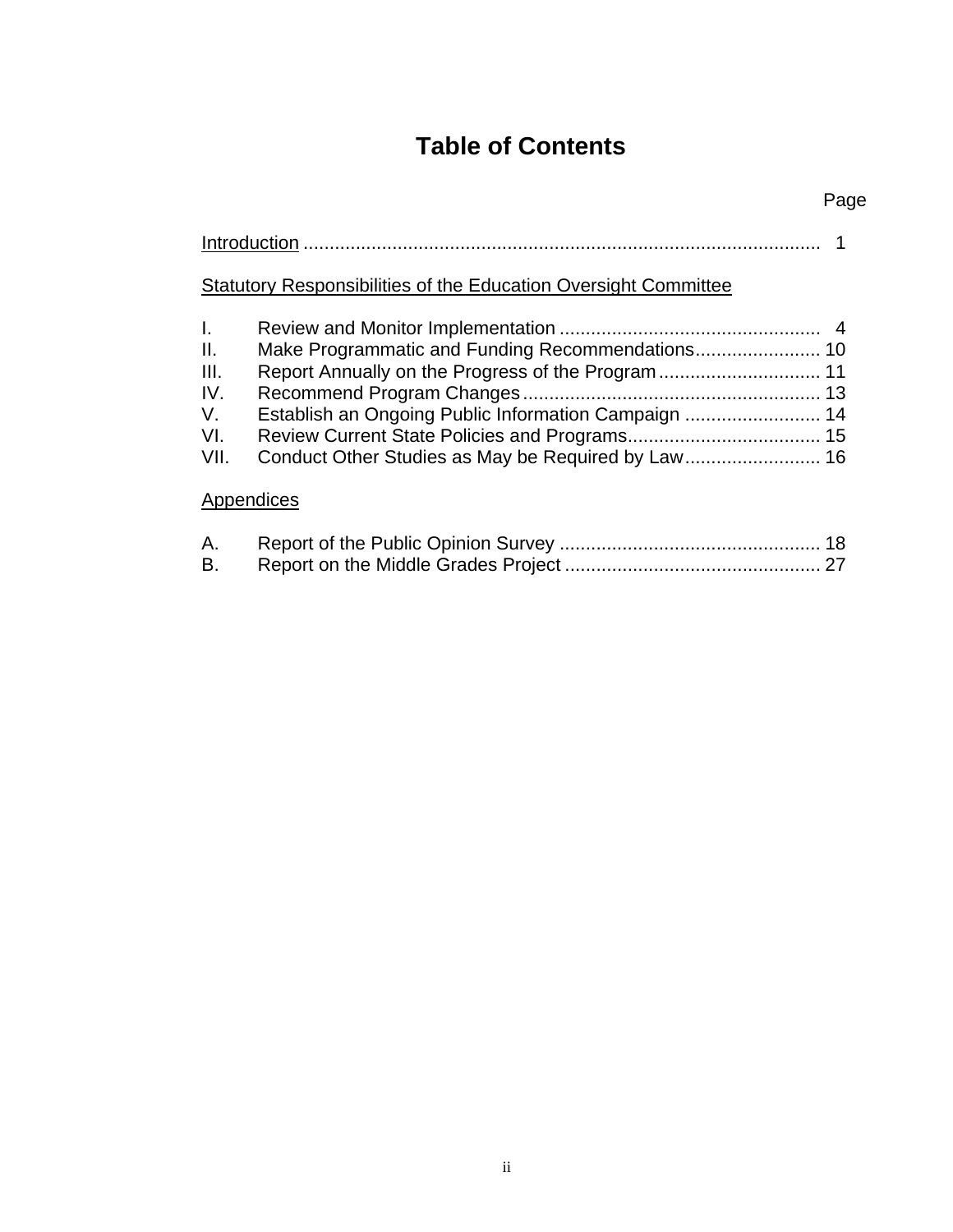# Table of Contents

| | | Page |
|---|---|---|
| Introduction | | 1 |
| **Statutory Responsibilities of the Education Oversight Committee** | | |
| I. | Review and Monitor Implementation | 4 |
| II. | Make Programmatic and Funding Recommendations | 10 |
| III. | Report Annually on the Progress of the Program | 11 |
| IV. | Recommend Program Changes | 13 |
| V. | Establish an Ongoing Public Information Campaign | 14 |
| VI. | Review Current State Policies and Programs | 15 |
| VII. | Conduct Other Studies as May be Required by Law | 16 |
| **Appendices** | | |
| A. | Report of the Public Opinion Survey | 18 |
| B. | Report on the Middle Grades Project | 27 |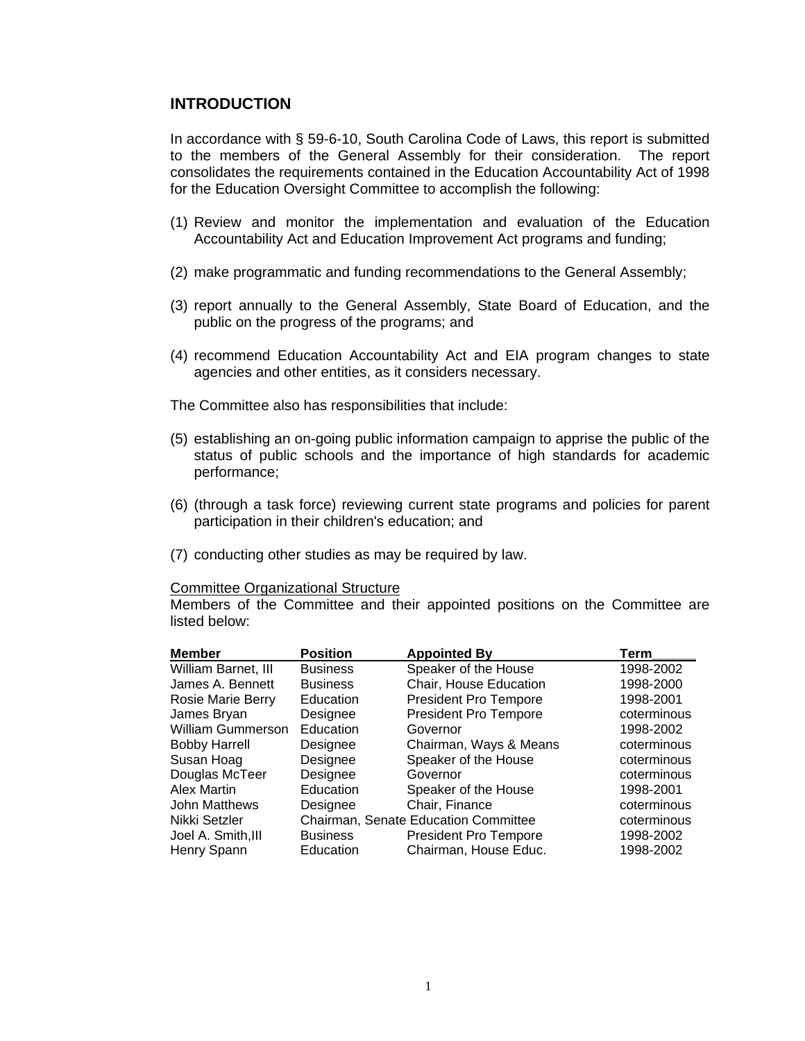## INTRODUCTION

In accordance with § 59-6-10, South Carolina Code of Laws, this report is submitted to the members of the General Assembly for their consideration. The report consolidates the requirements contained in the Education Accountability Act of 1998 for the Education Oversight Committee to accomplish the following:

(1) Review and monitor the implementation and evaluation of the Education Accountability Act and Education Improvement Act programs and funding;

(2) make programmatic and funding recommendations to the General Assembly;

(3) report annually to the General Assembly, State Board of Education, and the public on the progress of the programs; and

(4) recommend Education Accountability Act and EIA program changes to state agencies and other entities, as it considers necessary.

The Committee also has responsibilities that include:

(5) establishing an on-going public information campaign to apprise the public of the status of public schools and the importance of high standards for academic performance;

(6) (through a task force) reviewing current state programs and policies for parent participation in their children's education; and

(7) conducting other studies as may be required by law.

<u>Committee Organizational Structure</u>

Members of the Committee and their appointed positions on the Committee are listed below:

| Member | Position | Appointed By | Term |
|---|---|---|---|
| William Barnet, III | Business | Speaker of the House | 1998-2002 |
| James A. Bennett | Business | Chair, House Education | 1998-2000 |
| Rosie Marie Berry | Education | President Pro Tempore | 1998-2001 |
| James Bryan | Designee | President Pro Tempore | coterminous |
| William Gummerson | Education | Governor | 1998-2002 |
| Bobby Harrell | Designee | Chairman, Ways & Means | coterminous |
| Susan Hoag | Designee | Speaker of the House | coterminous |
| Douglas McTeer | Designee | Governor | coterminous |
| Alex Martin | Education | Speaker of the House | 1998-2001 |
| John Matthews | Designee | Chair, Finance | coterminous |
| Nikki Setzler | Chairman, Senate Education Committee | | coterminous |
| Joel A. Smith,III | Business | President Pro Tempore | 1998-2002 |
| Henry Spann | Education | Chairman, House Educ. | 1998-2002 |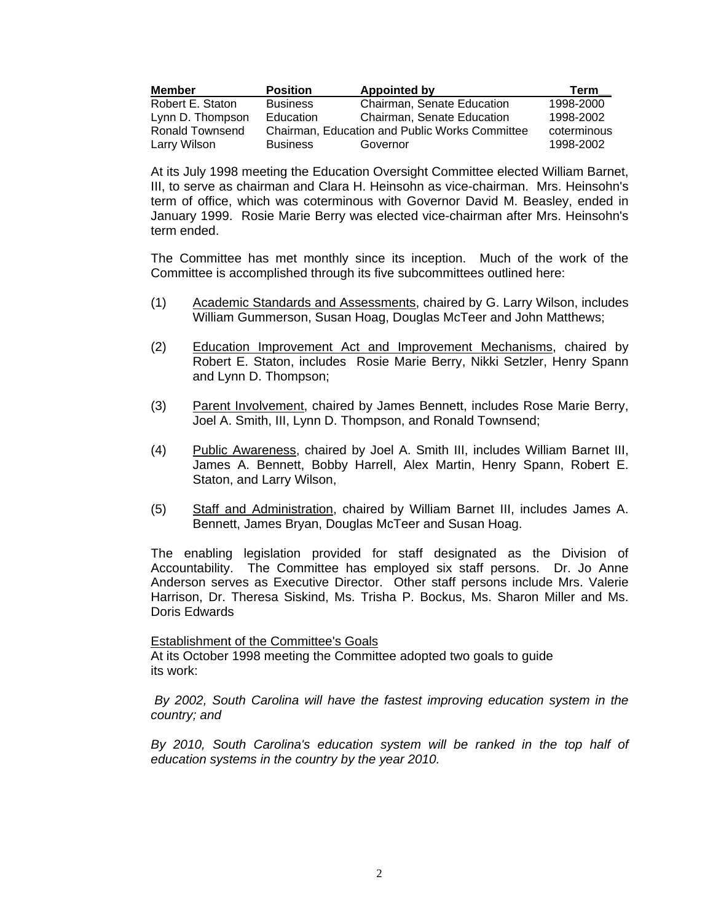| Member | Position | Appointed by | Term |
|---|---|---|---|
| Robert E. Staton | Business | Chairman, Senate Education | 1998-2000 |
| Lynn D. Thompson | Education | Chairman, Senate Education | 1998-2002 |
| Ronald Townsend | Chairman, Education and Public Works Committee | | coterminous |
| Larry Wilson | Business | Governor | 1998-2002 |

At its July 1998 meeting the Education Oversight Committee elected William Barnet, III, to serve as chairman and Clara H. Heinsohn as vice-chairman. Mrs. Heinsohn's term of office, which was coterminous with Governor David M. Beasley, ended in January 1999. Rosie Marie Berry was elected vice-chairman after Mrs. Heinsohn's term ended.

The Committee has met monthly since its inception. Much of the work of the Committee is accomplished through its five subcommittees outlined here:

(1) Academic Standards and Assessments, chaired by G. Larry Wilson, includes William Gummerson, Susan Hoag, Douglas McTeer and John Matthews;

(2) Education Improvement Act and Improvement Mechanisms, chaired by Robert E. Staton, includes Rosie Marie Berry, Nikki Setzler, Henry Spann and Lynn D. Thompson;

(3) Parent Involvement, chaired by James Bennett, includes Rose Marie Berry, Joel A. Smith, III, Lynn D. Thompson, and Ronald Townsend;

(4) Public Awareness, chaired by Joel A. Smith III, includes William Barnet III, James A. Bennett, Bobby Harrell, Alex Martin, Henry Spann, Robert E. Staton, and Larry Wilson,

(5) Staff and Administration, chaired by William Barnet III, includes James A. Bennett, James Bryan, Douglas McTeer and Susan Hoag.

The enabling legislation provided for staff designated as the Division of Accountability. The Committee has employed six staff persons. Dr. Jo Anne Anderson serves as Executive Director. Other staff persons include Mrs. Valerie Harrison, Dr. Theresa Siskind, Ms. Trisha P. Bockus, Ms. Sharon Miller and Ms. Doris Edwards

Establishment of the Committee's Goals

At its October 1998 meeting the Committee adopted two goals to guide its work:

*By 2002, South Carolina will have the fastest improving education system in the country; and*

*By 2010, South Carolina's education system will be ranked in the top half of education systems in the country by the year 2010.*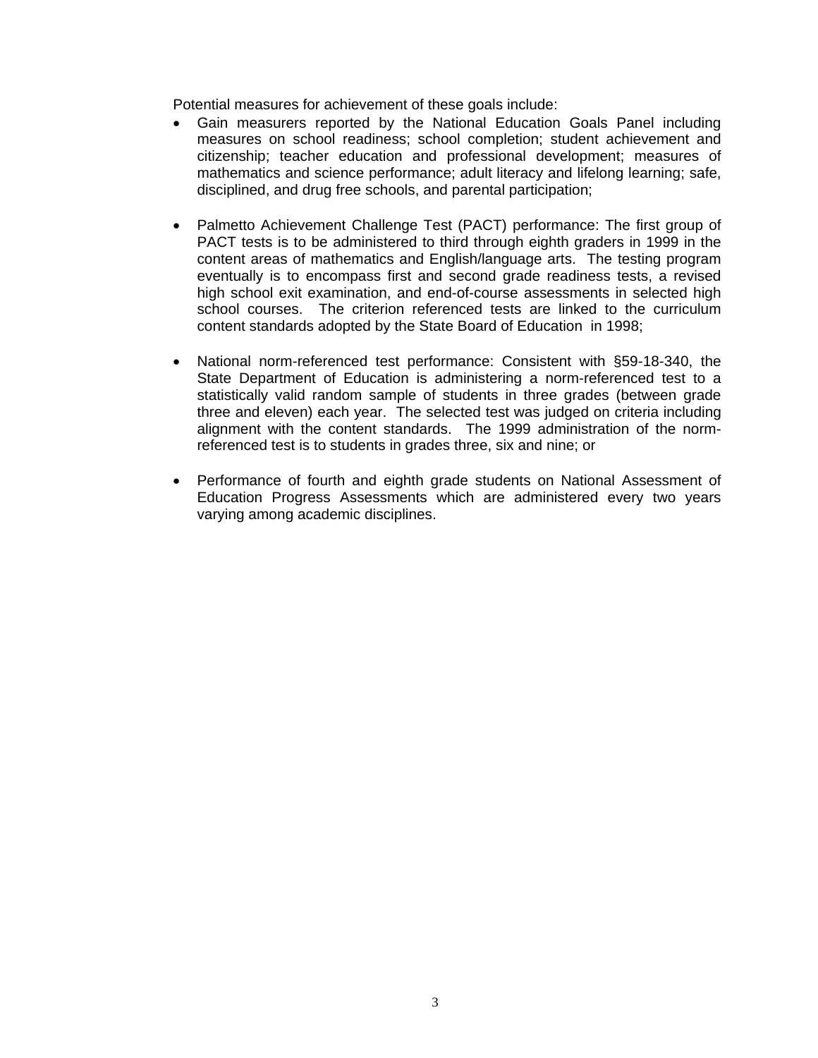Potential measures for achievement of these goals include:

- Gain measurers reported by the National Education Goals Panel including measures on school readiness; school completion; student achievement and citizenship; teacher education and professional development; measures of mathematics and science performance; adult literacy and lifelong learning; safe, disciplined, and drug free schools, and parental participation;

- Palmetto Achievement Challenge Test (PACT) performance: The first group of PACT tests is to be administered to third through eighth graders in 1999 in the content areas of mathematics and English/language arts. The testing program eventually is to encompass first and second grade readiness tests, a revised high school exit examination, and end-of-course assessments in selected high school courses. The criterion referenced tests are linked to the curriculum content standards adopted by the State Board of Education in 1998;

- National norm-referenced test performance: Consistent with §59-18-340, the State Department of Education is administering a norm-referenced test to a statistically valid random sample of students in three grades (between grade three and eleven) each year. The selected test was judged on criteria including alignment with the content standards. The 1999 administration of the norm-referenced test is to students in grades three, six and nine; or

- Performance of fourth and eighth grade students on National Assessment of Education Progress Assessments which are administered every two years varying among academic disciplines.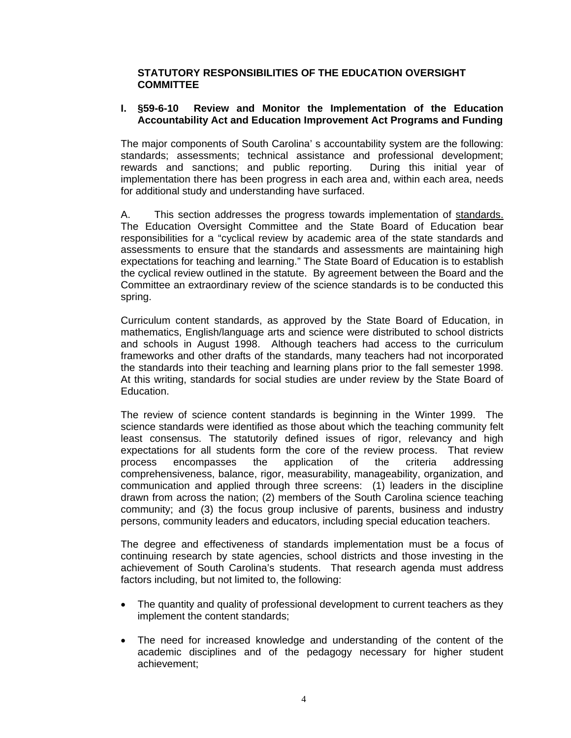**STATUTORY RESPONSIBILITIES OF THE EDUCATION OVERSIGHT COMMITTEE**

**I. §59-6-10 Review and Monitor the Implementation of the Education Accountability Act and Education Improvement Act Programs and Funding**

The major components of South Carolina' s accountability system are the following: standards; assessments; technical assistance and professional development; rewards and sanctions; and public reporting. During this initial year of implementation there has been progress in each area and, within each area, needs for additional study and understanding have surfaced.

A. This section addresses the progress towards implementation of <u>standards.</u> The Education Oversight Committee and the State Board of Education bear responsibilities for a "cyclical review by academic area of the state standards and assessments to ensure that the standards and assessments are maintaining high expectations for teaching and learning." The State Board of Education is to establish the cyclical review outlined in the statute. By agreement between the Board and the Committee an extraordinary review of the science standards is to be conducted this spring.

Curriculum content standards, as approved by the State Board of Education, in mathematics, English/language arts and science were distributed to school districts and schools in August 1998. Although teachers had access to the curriculum frameworks and other drafts of the standards, many teachers had not incorporated the standards into their teaching and learning plans prior to the fall semester 1998. At this writing, standards for social studies are under review by the State Board of Education.

The review of science content standards is beginning in the Winter 1999. The science standards were identified as those about which the teaching community felt least consensus. The statutorily defined issues of rigor, relevancy and high expectations for all students form the core of the review process. That review process encompasses the application of the criteria addressing comprehensiveness, balance, rigor, measurability, manageability, organization, and communication and applied through three screens: (1) leaders in the discipline drawn from across the nation; (2) members of the South Carolina science teaching community; and (3) the focus group inclusive of parents, business and industry persons, community leaders and educators, including special education teachers.

The degree and effectiveness of standards implementation must be a focus of continuing research by state agencies, school districts and those investing in the achievement of South Carolina's students. That research agenda must address factors including, but not limited to, the following:

- The quantity and quality of professional development to current teachers as they implement the content standards;
- The need for increased knowledge and understanding of the content of the academic disciplines and of the pedagogy necessary for higher student achievement;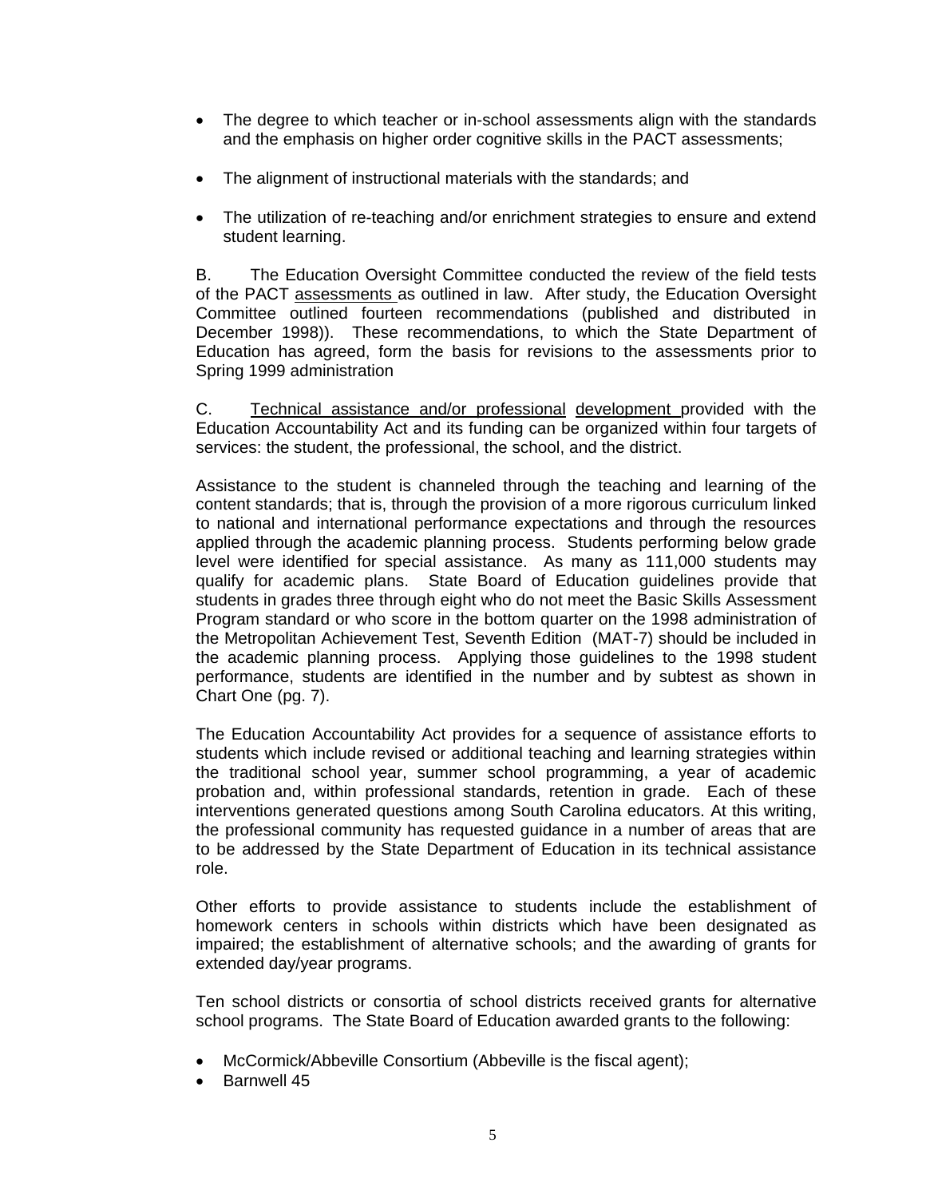- The degree to which teacher or in-school assessments align with the standards and the emphasis on higher order cognitive skills in the PACT assessments;
- The alignment of instructional materials with the standards; and
- The utilization of re-teaching and/or enrichment strategies to ensure and extend student learning.

B. The Education Oversight Committee conducted the review of the field tests of the PACT assessments as outlined in law. After study, the Education Oversight Committee outlined fourteen recommendations (published and distributed in December 1998)). These recommendations, to which the State Department of Education has agreed, form the basis for revisions to the assessments prior to Spring 1999 administration

C. Technical assistance and/or professional development provided with the Education Accountability Act and its funding can be organized within four targets of services: the student, the professional, the school, and the district.

Assistance to the student is channeled through the teaching and learning of the content standards; that is, through the provision of a more rigorous curriculum linked to national and international performance expectations and through the resources applied through the academic planning process. Students performing below grade level were identified for special assistance. As many as 111,000 students may qualify for academic plans. State Board of Education guidelines provide that students in grades three through eight who do not meet the Basic Skills Assessment Program standard or who score in the bottom quarter on the 1998 administration of the Metropolitan Achievement Test, Seventh Edition (MAT-7) should be included in the academic planning process. Applying those guidelines to the 1998 student performance, students are identified in the number and by subtest as shown in Chart One (pg. 7).

The Education Accountability Act provides for a sequence of assistance efforts to students which include revised or additional teaching and learning strategies within the traditional school year, summer school programming, a year of academic probation and, within professional standards, retention in grade. Each of these interventions generated questions among South Carolina educators. At this writing, the professional community has requested guidance in a number of areas that are to be addressed by the State Department of Education in its technical assistance role.

Other efforts to provide assistance to students include the establishment of homework centers in schools within districts which have been designated as impaired; the establishment of alternative schools; and the awarding of grants for extended day/year programs.

Ten school districts or consortia of school districts received grants for alternative school programs. The State Board of Education awarded grants to the following:

- McCormick/Abbeville Consortium (Abbeville is the fiscal agent);
- Barnwell 45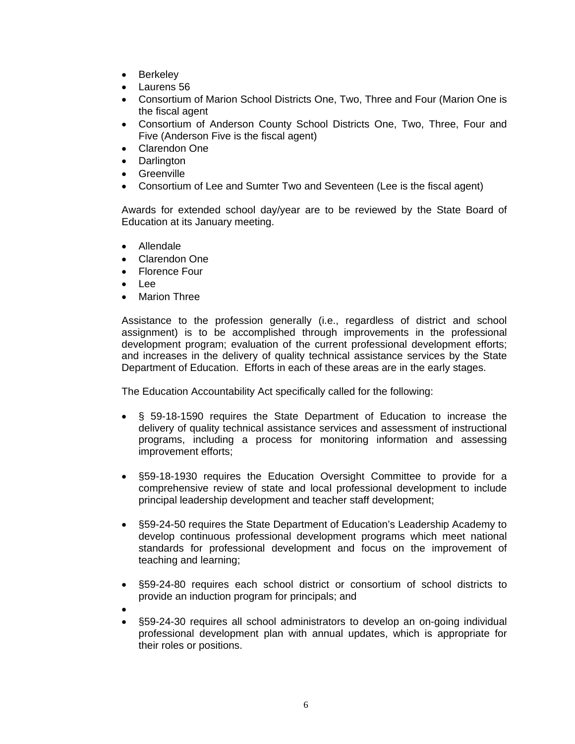- Berkeley
- Laurens 56
- Consortium of Marion School Districts One, Two, Three and Four (Marion One is the fiscal agent
- Consortium of Anderson County School Districts One, Two, Three, Four and Five (Anderson Five is the fiscal agent)
- Clarendon One
- Darlington
- Greenville
- Consortium of Lee and Sumter Two and Seventeen (Lee is the fiscal agent)

Awards for extended school day/year are to be reviewed by the State Board of Education at its January meeting.

- Allendale
- Clarendon One
- Florence Four
- Lee
- Marion Three

Assistance to the profession generally (i.e., regardless of district and school assignment) is to be accomplished through improvements in the professional development program; evaluation of the current professional development efforts; and increases in the delivery of quality technical assistance services by the State Department of Education. Efforts in each of these areas are in the early stages.

The Education Accountability Act specifically called for the following:

- § 59-18-1590 requires the State Department of Education to increase the delivery of quality technical assistance services and assessment of instructional programs, including a process for monitoring information and assessing improvement efforts;

- §59-18-1930 requires the Education Oversight Committee to provide for a comprehensive review of state and local professional development to include principal leadership development and teacher staff development;

- §59-24-50 requires the State Department of Education's Leadership Academy to develop continuous professional development programs which meet national standards for professional development and focus on the improvement of teaching and learning;

- §59-24-80 requires each school district or consortium of school districts to provide an induction program for principals; and
- 
- §59-24-30 requires all school administrators to develop an on-going individual professional development plan with annual updates, which is appropriate for their roles or positions.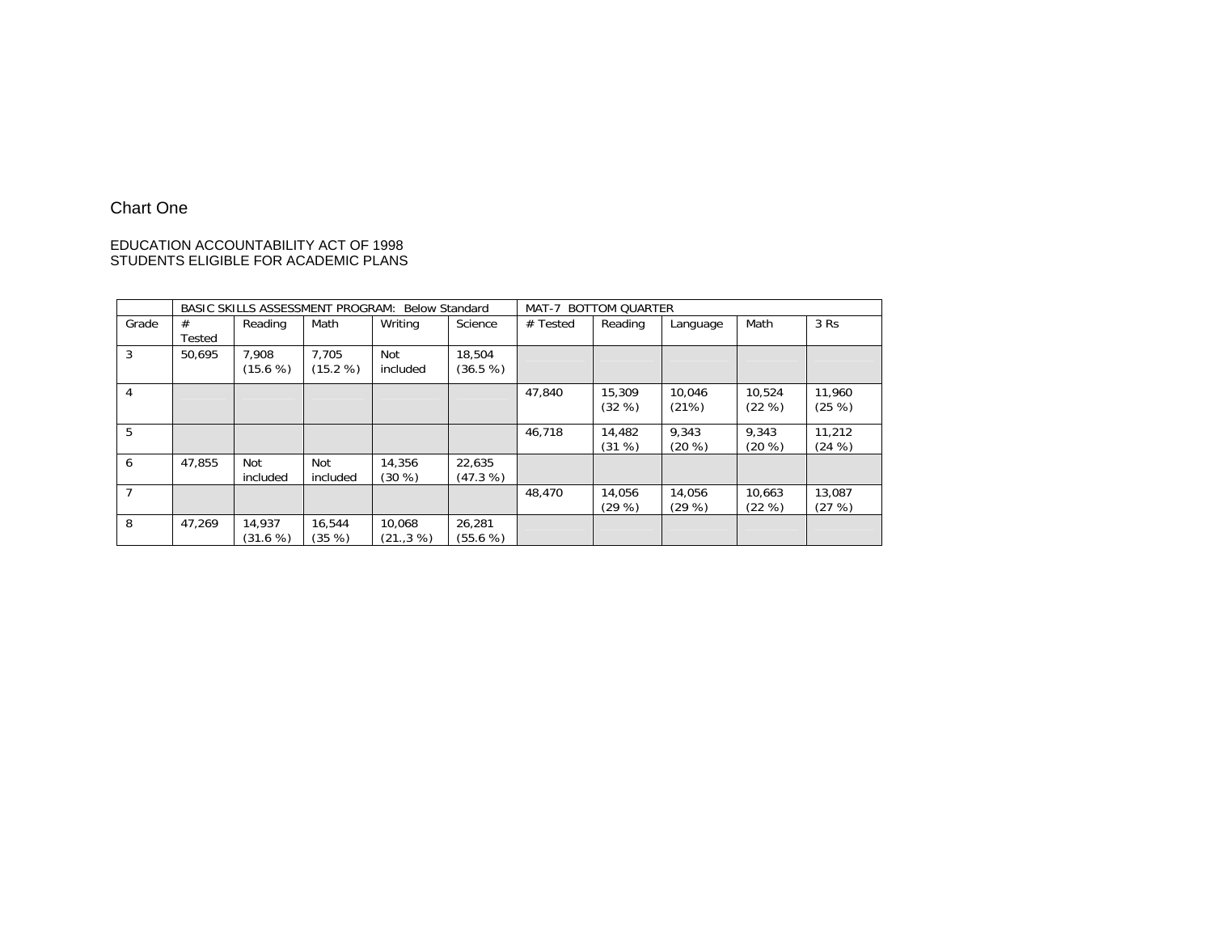Chart One

EDUCATION ACCOUNTABILITY ACT OF 1998
STUDENTS ELIGIBLE FOR ACADEMIC PLANS

| | BASIC SKILLS ASSESSMENT PROGRAM: Below Standard | | | | | MAT-7 BOTTOM QUARTER | | | | |
|---|---|---|---|---|---|---|---|---|---|---|
| Grade | # Tested | Reading | Math | Writing | Science | # Tested | Reading | Language | Math | 3 Rs |
| 3 | 50,695 | 7,908 (15.6 %) | 7,705 (15.2 %) | Not included | 18,504 (36.5 %) | | | | | |
| 4 | | | | | | 47,840 | 15,309 (32 %) | 10,046 (21%) | 10,524 (22 %) | 11,960 (25 %) |
| 5 | | | | | | 46,718 | 14,482 (31 %) | 9,343 (20 %) | 9,343 (20 %) | 11,212 (24 %) |
| 6 | 47,855 | Not included | Not included | 14,356 (30 %) | 22,635 (47.3 %) | | | | | |
| 7 | | | | | | 48,470 | 14,056 (29 %) | 14,056 (29 %) | 10,663 (22 %) | 13,087 (27 %) |
| 8 | 47,269 | 14,937 (31.6 %) | 16,544 (35 %) | 10,068 (21.,3 %) | 26,281 (55.6 %) | | | | | |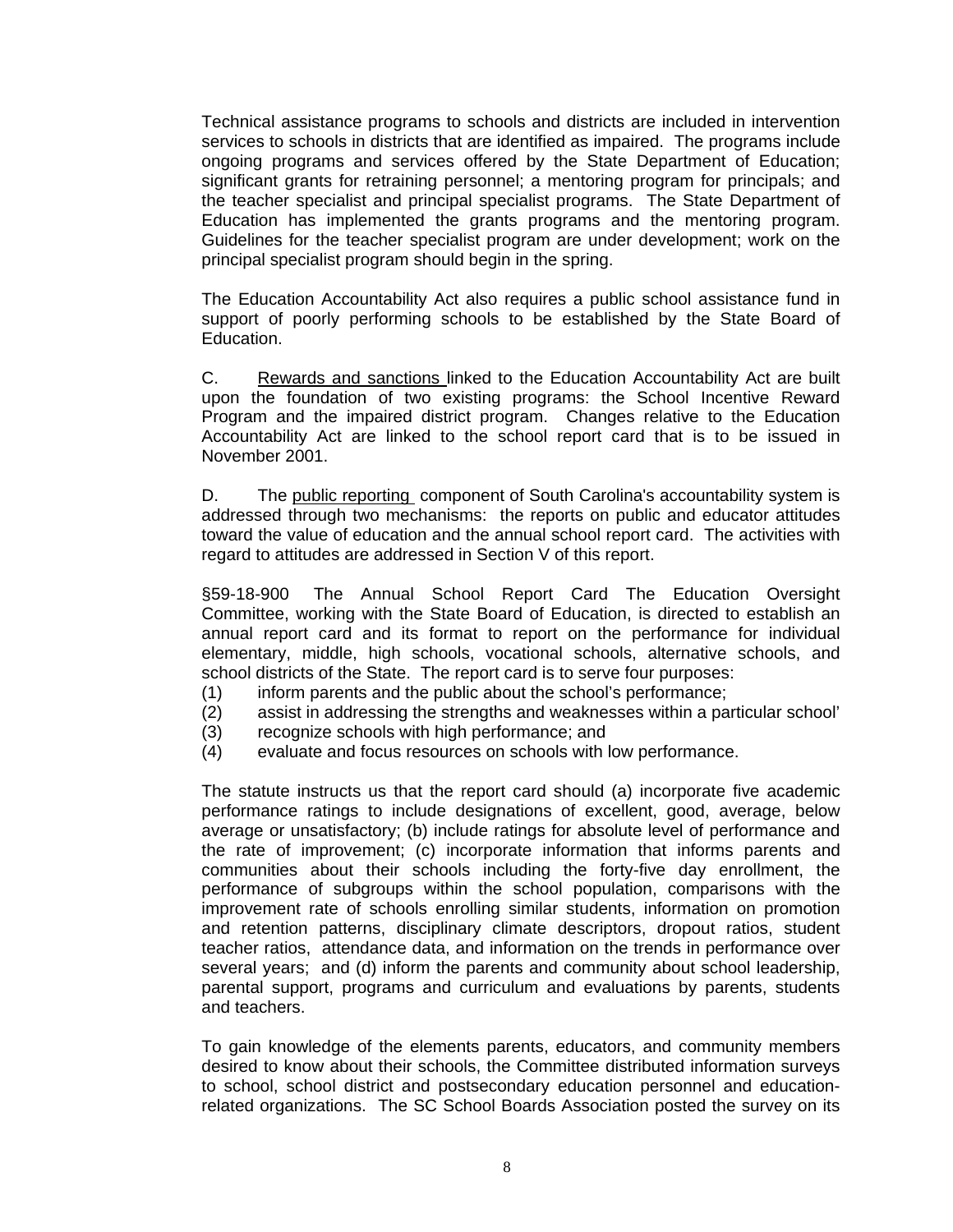Technical assistance programs to schools and districts are included in intervention services to schools in districts that are identified as impaired. The programs include ongoing programs and services offered by the State Department of Education; significant grants for retraining personnel; a mentoring program for principals; and the teacher specialist and principal specialist programs. The State Department of Education has implemented the grants programs and the mentoring program. Guidelines for the teacher specialist program are under development; work on the principal specialist program should begin in the spring.

The Education Accountability Act also requires a public school assistance fund in support of poorly performing schools to be established by the State Board of Education.

C. <u>Rewards and sanctions</u> linked to the Education Accountability Act are built upon the foundation of two existing programs: the School Incentive Reward Program and the impaired district program. Changes relative to the Education Accountability Act are linked to the school report card that is to be issued in November 2001.

D. The <u>public reporting</u> component of South Carolina's accountability system is addressed through two mechanisms: the reports on public and educator attitudes toward the value of education and the annual school report card. The activities with regard to attitudes are addressed in Section V of this report.

§59-18-900 The Annual School Report Card The Education Oversight Committee, working with the State Board of Education, is directed to establish an annual report card and its format to report on the performance for individual elementary, middle, high schools, vocational schools, alternative schools, and school districts of the State. The report card is to serve four purposes:

(1) inform parents and the public about the school's performance;
(2) assist in addressing the strengths and weaknesses within a particular school'
(3) recognize schools with high performance; and
(4) evaluate and focus resources on schools with low performance.

The statute instructs us that the report card should (a) incorporate five academic performance ratings to include designations of excellent, good, average, below average or unsatisfactory; (b) include ratings for absolute level of performance and the rate of improvement; (c) incorporate information that informs parents and communities about their schools including the forty-five day enrollment, the performance of subgroups within the school population, comparisons with the improvement rate of schools enrolling similar students, information on promotion and retention patterns, disciplinary climate descriptors, dropout ratios, student teacher ratios, attendance data, and information on the trends in performance over several years; and (d) inform the parents and community about school leadership, parental support, programs and curriculum and evaluations by parents, students and teachers.

To gain knowledge of the elements parents, educators, and community members desired to know about their schools, the Committee distributed information surveys to school, school district and postsecondary education personnel and education-related organizations. The SC School Boards Association posted the survey on its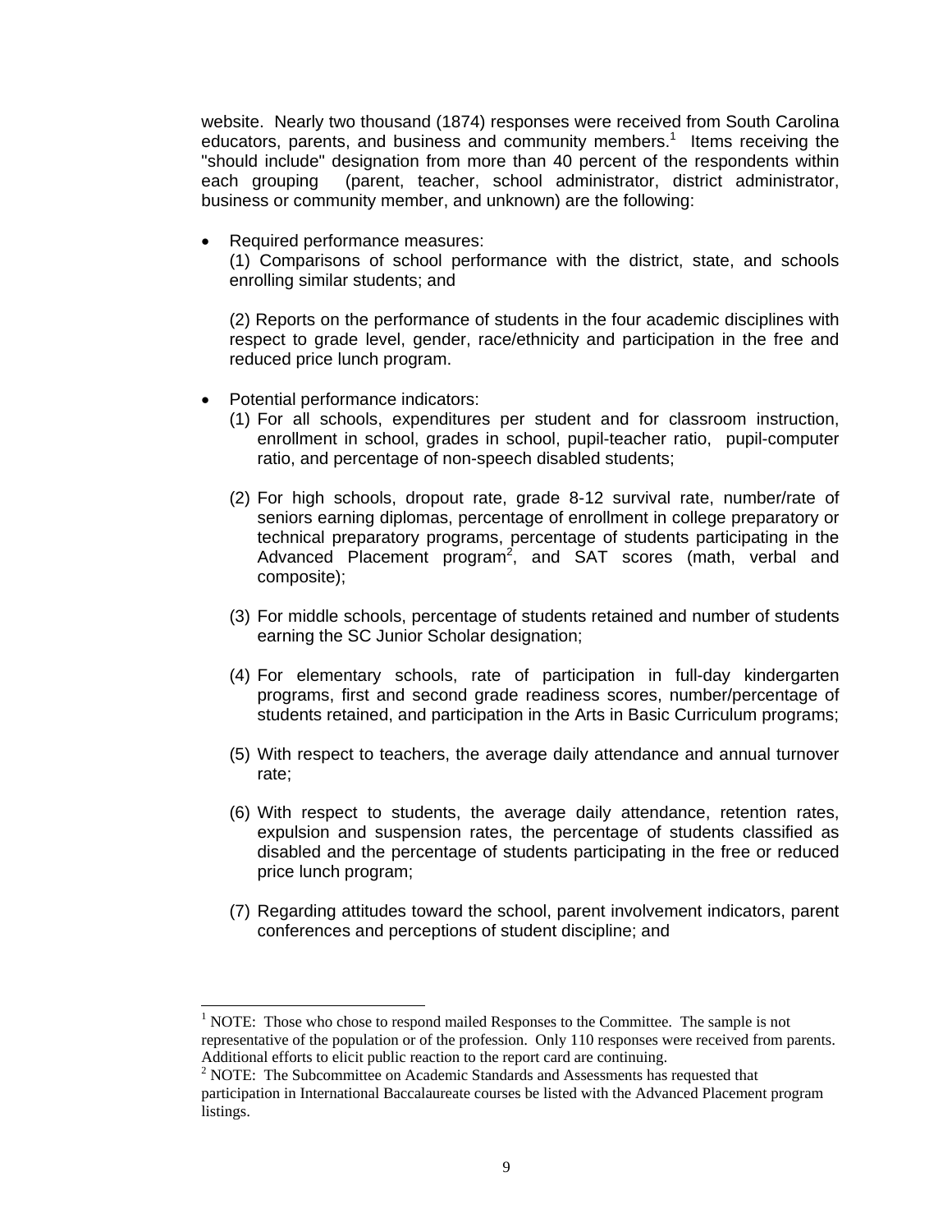website. Nearly two thousand (1874) responses were received from South Carolina educators, parents, and business and community members.[1] Items receiving the "should include" designation from more than 40 percent of the respondents within each grouping (parent, teacher, school administrator, district administrator, business or community member, and unknown) are the following:

- Required performance measures:
  (1) Comparisons of school performance with the district, state, and schools enrolling similar students; and

  (2) Reports on the performance of students in the four academic disciplines with respect to grade level, gender, race/ethnicity and participation in the free and reduced price lunch program.

- Potential performance indicators:
  (1) For all schools, expenditures per student and for classroom instruction, enrollment in school, grades in school, pupil-teacher ratio, pupil-computer ratio, and percentage of non-speech disabled students;

  (2) For high schools, dropout rate, grade 8-12 survival rate, number/rate of seniors earning diplomas, percentage of enrollment in college preparatory or technical preparatory programs, percentage of students participating in the Advanced Placement program[2], and SAT scores (math, verbal and composite);

  (3) For middle schools, percentage of students retained and number of students earning the SC Junior Scholar designation;

  (4) For elementary schools, rate of participation in full-day kindergarten programs, first and second grade readiness scores, number/percentage of students retained, and participation in the Arts in Basic Curriculum programs;

  (5) With respect to teachers, the average daily attendance and annual turnover rate;

  (6) With respect to students, the average daily attendance, retention rates, expulsion and suspension rates, the percentage of students classified as disabled and the percentage of students participating in the free or reduced price lunch program;

  (7) Regarding attitudes toward the school, parent involvement indicators, parent conferences and perceptions of student discipline; and

---

[1] NOTE: Those who chose to respond mailed Responses to the Committee. The sample is not representative of the population or of the profession. Only 110 responses were received from parents. Additional efforts to elicit public reaction to the report card are continuing.

[2] NOTE: The Subcommittee on Academic Standards and Assessments has requested that participation in International Baccalaureate courses be listed with the Advanced Placement program listings.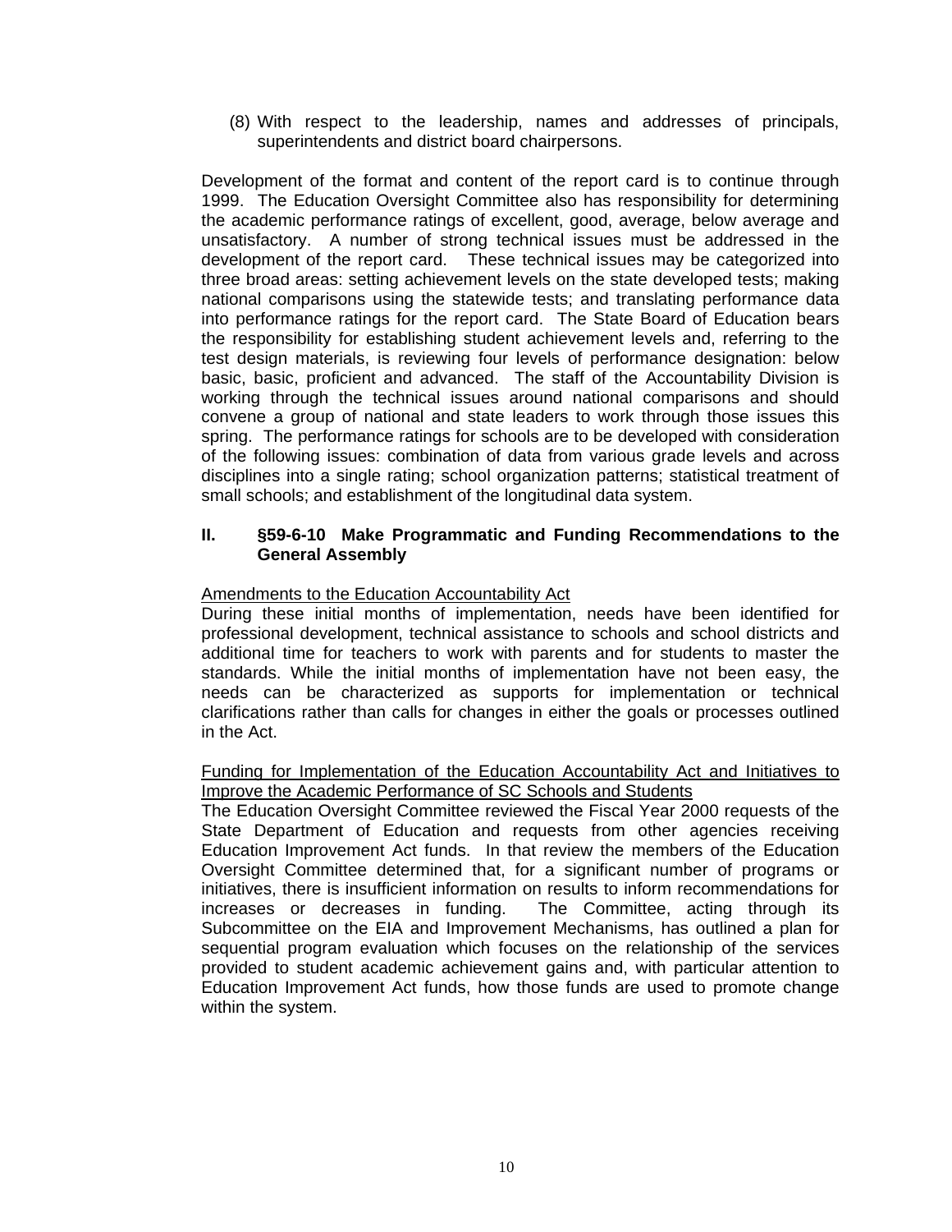(8) With respect to the leadership, names and addresses of principals, superintendents and district board chairpersons.

Development of the format and content of the report card is to continue through 1999. The Education Oversight Committee also has responsibility for determining the academic performance ratings of excellent, good, average, below average and unsatisfactory. A number of strong technical issues must be addressed in the development of the report card. These technical issues may be categorized into three broad areas: setting achievement levels on the state developed tests; making national comparisons using the statewide tests; and translating performance data into performance ratings for the report card. The State Board of Education bears the responsibility for establishing student achievement levels and, referring to the test design materials, is reviewing four levels of performance designation: below basic, basic, proficient and advanced. The staff of the Accountability Division is working through the technical issues around national comparisons and should convene a group of national and state leaders to work through those issues this spring. The performance ratings for schools are to be developed with consideration of the following issues: combination of data from various grade levels and across disciplines into a single rating; school organization patterns; statistical treatment of small schools; and establishment of the longitudinal data system.

## II. §59-6-10 Make Programmatic and Funding Recommendations to the General Assembly

Amendments to the Education Accountability Act

During these initial months of implementation, needs have been identified for professional development, technical assistance to schools and school districts and additional time for teachers to work with parents and for students to master the standards. While the initial months of implementation have not been easy, the needs can be characterized as supports for implementation or technical clarifications rather than calls for changes in either the goals or processes outlined in the Act.

Funding for Implementation of the Education Accountability Act and Initiatives to Improve the Academic Performance of SC Schools and Students

The Education Oversight Committee reviewed the Fiscal Year 2000 requests of the State Department of Education and requests from other agencies receiving Education Improvement Act funds. In that review the members of the Education Oversight Committee determined that, for a significant number of programs or initiatives, there is insufficient information on results to inform recommendations for increases or decreases in funding. The Committee, acting through its Subcommittee on the EIA and Improvement Mechanisms, has outlined a plan for sequential program evaluation which focuses on the relationship of the services provided to student academic achievement gains and, with particular attention to Education Improvement Act funds, how those funds are used to promote change within the system.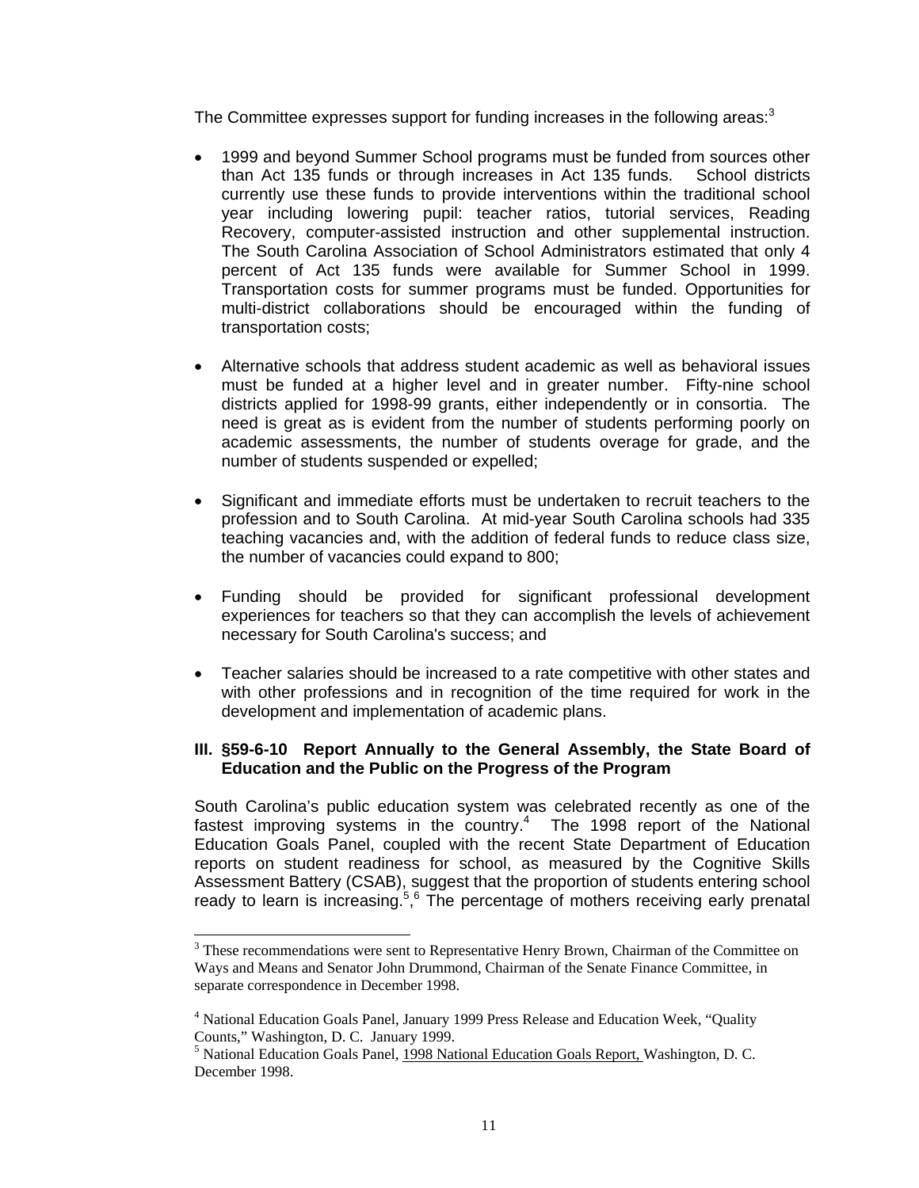The Committee expresses support for funding increases in the following areas:[3]

- 1999 and beyond Summer School programs must be funded from sources other than Act 135 funds or through increases in Act 135 funds. School districts currently use these funds to provide interventions within the traditional school year including lowering pupil: teacher ratios, tutorial services, Reading Recovery, computer-assisted instruction and other supplemental instruction. The South Carolina Association of School Administrators estimated that only 4 percent of Act 135 funds were available for Summer School in 1999. Transportation costs for summer programs must be funded. Opportunities for multi-district collaborations should be encouraged within the funding of transportation costs;

- Alternative schools that address student academic as well as behavioral issues must be funded at a higher level and in greater number. Fifty-nine school districts applied for 1998-99 grants, either independently or in consortia. The need is great as is evident from the number of students performing poorly on academic assessments, the number of students overage for grade, and the number of students suspended or expelled;

- Significant and immediate efforts must be undertaken to recruit teachers to the profession and to South Carolina. At mid-year South Carolina schools had 335 teaching vacancies and, with the addition of federal funds to reduce class size, the number of vacancies could expand to 800;

- Funding should be provided for significant professional development experiences for teachers so that they can accomplish the levels of achievement necessary for South Carolina's success; and

- Teacher salaries should be increased to a rate competitive with other states and with other professions and in recognition of the time required for work in the development and implementation of academic plans.

### III. §59-6-10 Report Annually to the General Assembly, the State Board of Education and the Public on the Progress of the Program

South Carolina's public education system was celebrated recently as one of the fastest improving systems in the country.[4] The 1998 report of the National Education Goals Panel, coupled with the recent State Department of Education reports on student readiness for school, as measured by the Cognitive Skills Assessment Battery (CSAB), suggest that the proportion of students entering school ready to learn is increasing.[5],[6] The percentage of mothers receiving early prenatal

---

[3] These recommendations were sent to Representative Henry Brown, Chairman of the Committee on Ways and Means and Senator John Drummond, Chairman of the Senate Finance Committee, in separate correspondence in December 1998.

[4] National Education Goals Panel, January 1999 Press Release and Education Week, "Quality Counts," Washington, D. C. January 1999.

[5] National Education Goals Panel, <u>1998 National Education Goals Report,</u> Washington, D. C. December 1998.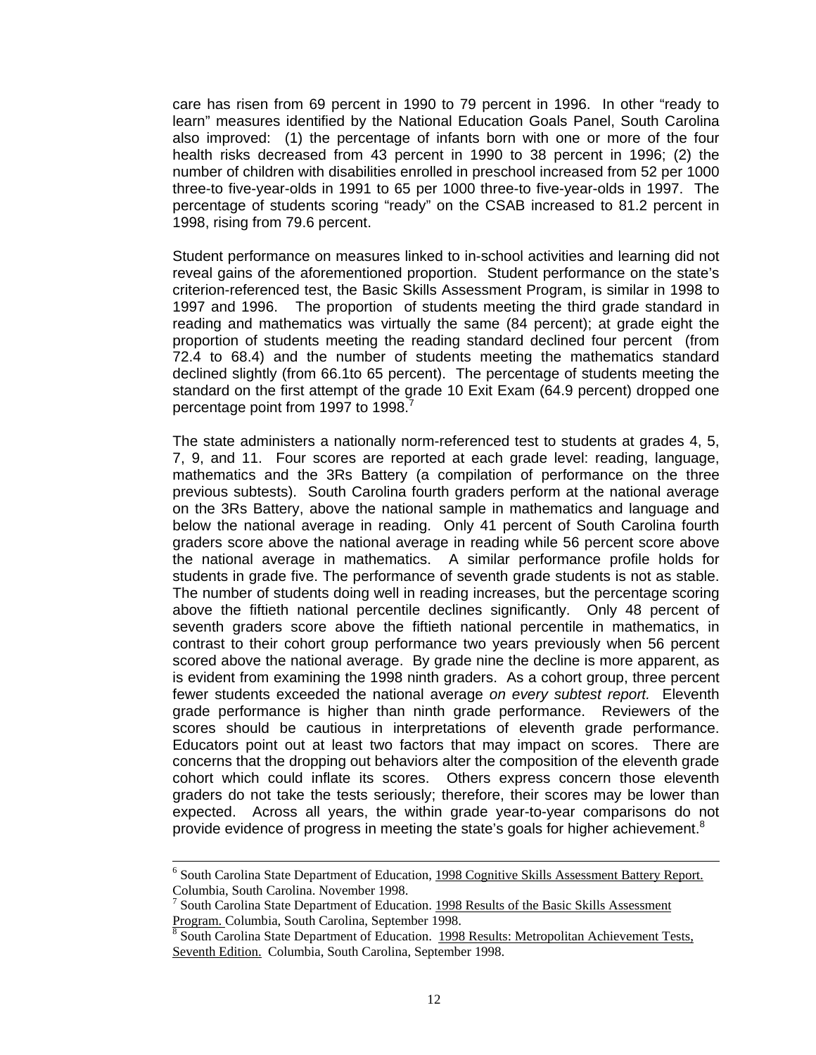care has risen from 69 percent in 1990 to 79 percent in 1996. In other "ready to learn" measures identified by the National Education Goals Panel, South Carolina also improved: (1) the percentage of infants born with one or more of the four health risks decreased from 43 percent in 1990 to 38 percent in 1996; (2) the number of children with disabilities enrolled in preschool increased from 52 per 1000 three-to five-year-olds in 1991 to 65 per 1000 three-to five-year-olds in 1997. The percentage of students scoring "ready" on the CSAB increased to 81.2 percent in 1998, rising from 79.6 percent.

Student performance on measures linked to in-school activities and learning did not reveal gains of the aforementioned proportion. Student performance on the state's criterion-referenced test, the Basic Skills Assessment Program, is similar in 1998 to 1997 and 1996. The proportion of students meeting the third grade standard in reading and mathematics was virtually the same (84 percent); at grade eight the proportion of students meeting the reading standard declined four percent (from 72.4 to 68.4) and the number of students meeting the mathematics standard declined slightly (from 66.1to 65 percent). The percentage of students meeting the standard on the first attempt of the grade 10 Exit Exam (64.9 percent) dropped one percentage point from 1997 to 1998.[7]

The state administers a nationally norm-referenced test to students at grades 4, 5, 7, 9, and 11. Four scores are reported at each grade level: reading, language, mathematics and the 3Rs Battery (a compilation of performance on the three previous subtests). South Carolina fourth graders perform at the national average on the 3Rs Battery, above the national sample in mathematics and language and below the national average in reading. Only 41 percent of South Carolina fourth graders score above the national average in reading while 56 percent score above the national average in mathematics. A similar performance profile holds for students in grade five. The performance of seventh grade students is not as stable. The number of students doing well in reading increases, but the percentage scoring above the fiftieth national percentile declines significantly. Only 48 percent of seventh graders score above the fiftieth national percentile in mathematics, in contrast to their cohort group performance two years previously when 56 percent scored above the national average. By grade nine the decline is more apparent, as is evident from examining the 1998 ninth graders. As a cohort group, three percent fewer students exceeded the national average *on every subtest report.* Eleventh grade performance is higher than ninth grade performance. Reviewers of the scores should be cautious in interpretations of eleventh grade performance. Educators point out at least two factors that may impact on scores. There are concerns that the dropping out behaviors alter the composition of the eleventh grade cohort which could inflate its scores. Others express concern those eleventh graders do not take the tests seriously; therefore, their scores may be lower than expected. Across all years, the within grade year-to-year comparisons do not provide evidence of progress in meeting the state's goals for higher achievement.[8]

---

[6] South Carolina State Department of Education, 1998 Cognitive Skills Assessment Battery Report. Columbia, South Carolina. November 1998.

[7] South Carolina State Department of Education. 1998 Results of the Basic Skills Assessment Program. Columbia, South Carolina, September 1998.

[8] South Carolina State Department of Education. 1998 Results: Metropolitan Achievement Tests, Seventh Edition. Columbia, South Carolina, September 1998.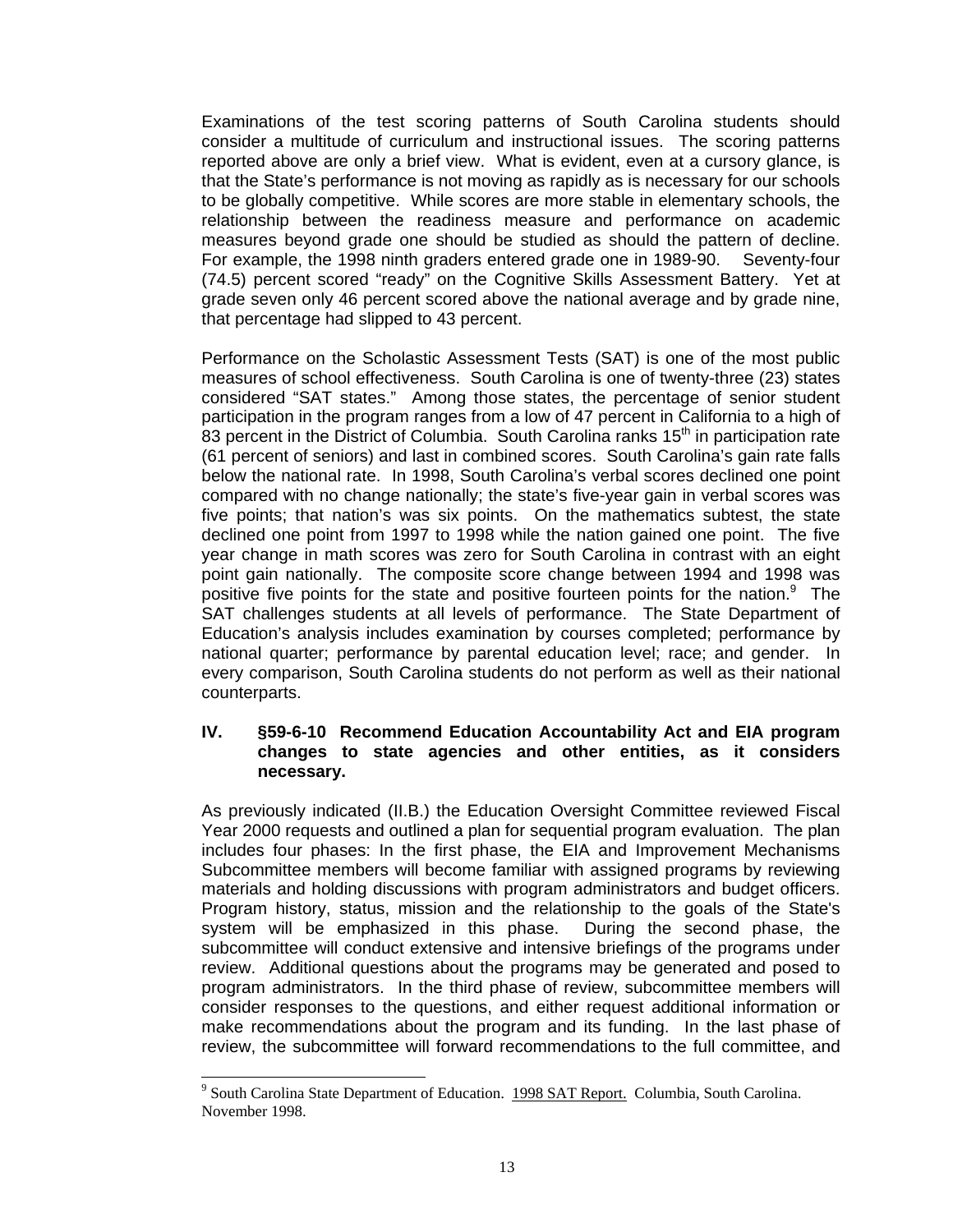Examinations of the test scoring patterns of South Carolina students should consider a multitude of curriculum and instructional issues. The scoring patterns reported above are only a brief view. What is evident, even at a cursory glance, is that the State's performance is not moving as rapidly as is necessary for our schools to be globally competitive. While scores are more stable in elementary schools, the relationship between the readiness measure and performance on academic measures beyond grade one should be studied as should the pattern of decline. For example, the 1998 ninth graders entered grade one in 1989-90. Seventy-four (74.5) percent scored "ready" on the Cognitive Skills Assessment Battery. Yet at grade seven only 46 percent scored above the national average and by grade nine, that percentage had slipped to 43 percent.

Performance on the Scholastic Assessment Tests (SAT) is one of the most public measures of school effectiveness. South Carolina is one of twenty-three (23) states considered "SAT states." Among those states, the percentage of senior student participation in the program ranges from a low of 47 percent in California to a high of 83 percent in the District of Columbia. South Carolina ranks 15th in participation rate (61 percent of seniors) and last in combined scores. South Carolina's gain rate falls below the national rate. In 1998, South Carolina's verbal scores declined one point compared with no change nationally; the state's five-year gain in verbal scores was five points; that nation's was six points. On the mathematics subtest, the state declined one point from 1997 to 1998 while the nation gained one point. The five year change in math scores was zero for South Carolina in contrast with an eight point gain nationally. The composite score change between 1994 and 1998 was positive five points for the state and positive fourteen points for the nation.[9] The SAT challenges students at all levels of performance. The State Department of Education's analysis includes examination by courses completed; performance by national quarter; performance by parental education level; race; and gender. In every comparison, South Carolina students do not perform as well as their national counterparts.

## IV. §59-6-10 Recommend Education Accountability Act and EIA program changes to state agencies and other entities, as it considers necessary.

As previously indicated (II.B.) the Education Oversight Committee reviewed Fiscal Year 2000 requests and outlined a plan for sequential program evaluation. The plan includes four phases: In the first phase, the EIA and Improvement Mechanisms Subcommittee members will become familiar with assigned programs by reviewing materials and holding discussions with program administrators and budget officers. Program history, status, mission and the relationship to the goals of the State's system will be emphasized in this phase. During the second phase, the subcommittee will conduct extensive and intensive briefings of the programs under review. Additional questions about the programs may be generated and posed to program administrators. In the third phase of review, subcommittee members will consider responses to the questions, and either request additional information or make recommendations about the program and its funding. In the last phase of review, the subcommittee will forward recommendations to the full committee, and

---

[9] South Carolina State Department of Education. 1998 SAT Report. Columbia, South Carolina. November 1998.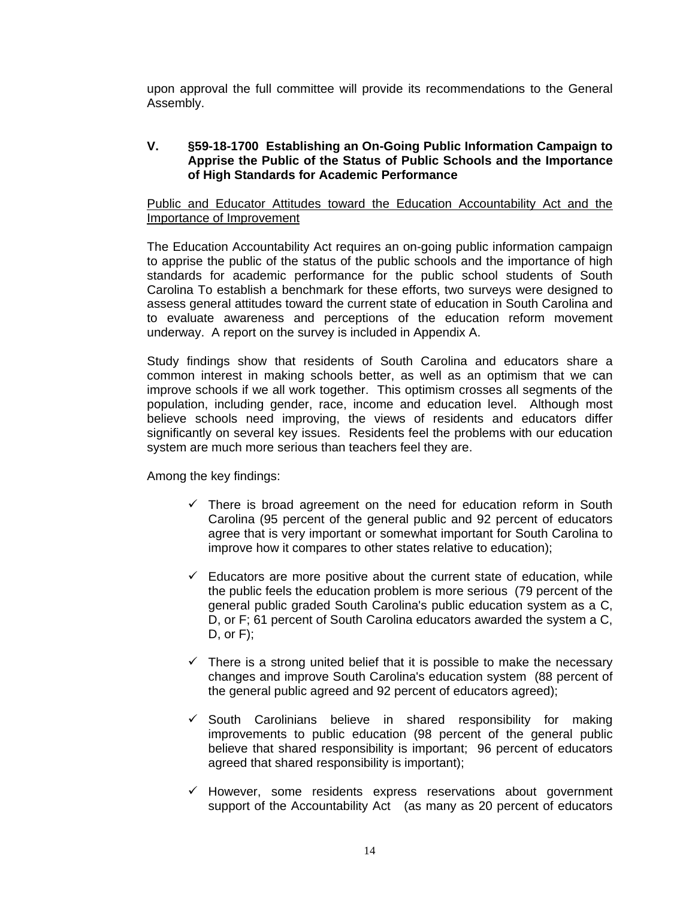upon approval the full committee will provide its recommendations to the General Assembly.

## V. §59-18-1700 Establishing an On-Going Public Information Campaign to Apprise the Public of the Status of Public Schools and the Importance of High Standards for Academic Performance

Public and Educator Attitudes toward the Education Accountability Act and the Importance of Improvement

The Education Accountability Act requires an on-going public information campaign to apprise the public of the status of the public schools and the importance of high standards for academic performance for the public school students of South Carolina To establish a benchmark for these efforts, two surveys were designed to assess general attitudes toward the current state of education in South Carolina and to evaluate awareness and perceptions of the education reform movement underway. A report on the survey is included in Appendix A.

Study findings show that residents of South Carolina and educators share a common interest in making schools better, as well as an optimism that we can improve schools if we all work together. This optimism crosses all segments of the population, including gender, race, income and education level. Although most believe schools need improving, the views of residents and educators differ significantly on several key issues. Residents feel the problems with our education system are much more serious than teachers feel they are.

Among the key findings:

- ✓ There is broad agreement on the need for education reform in South Carolina (95 percent of the general public and 92 percent of educators agree that is very important or somewhat important for South Carolina to improve how it compares to other states relative to education);
- ✓ Educators are more positive about the current state of education, while the public feels the education problem is more serious (79 percent of the general public graded South Carolina's public education system as a C, D, or F; 61 percent of South Carolina educators awarded the system a C, D, or F);
- ✓ There is a strong united belief that it is possible to make the necessary changes and improve South Carolina's education system (88 percent of the general public agreed and 92 percent of educators agreed);
- ✓ South Carolinians believe in shared responsibility for making improvements to public education (98 percent of the general public believe that shared responsibility is important; 96 percent of educators agreed that shared responsibility is important);
- ✓ However, some residents express reservations about government support of the Accountability Act (as many as 20 percent of educators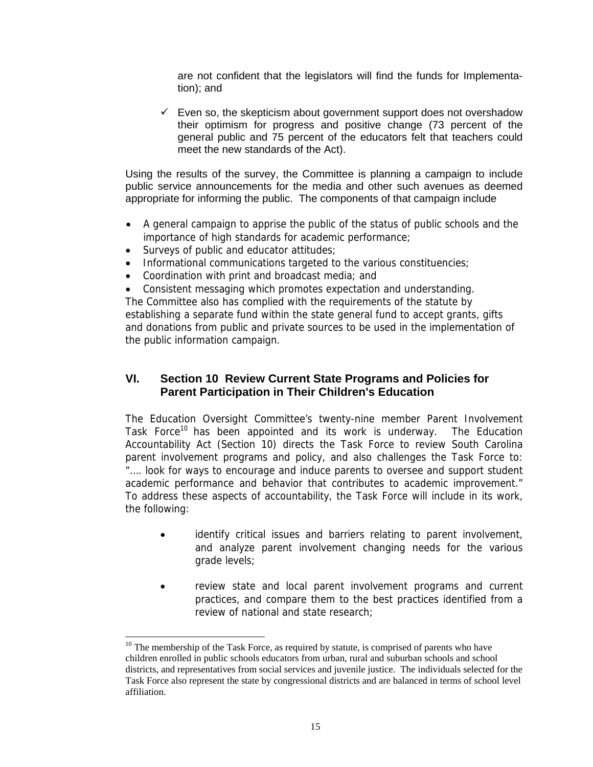are not confident that the legislators will find the funds for Implementation); and

- ✓ Even so, the skepticism about government support does not overshadow their optimism for progress and positive change (73 percent of the general public and 75 percent of the educators felt that teachers could meet the new standards of the Act).

Using the results of the survey, the Committee is planning a campaign to include public service announcements for the media and other such avenues as deemed appropriate for informing the public. The components of that campaign include

- A general campaign to apprise the public of the status of public schools and the importance of high standards for academic performance;
- Surveys of public and educator attitudes;
- Informational communications targeted to the various constituencies;
- Coordination with print and broadcast media; and
- Consistent messaging which promotes expectation and understanding.

The Committee also has complied with the requirements of the statute by establishing a separate fund within the state general fund to accept grants, gifts and donations from public and private sources to be used in the implementation of the public information campaign.

## VI. Section 10 Review Current State Programs and Policies for Parent Participation in Their Children's Education

The Education Oversight Committee's twenty-nine member Parent Involvement Task Force[10] has been appointed and its work is underway. The Education Accountability Act (Section 10) directs the Task Force to review South Carolina parent involvement programs and policy, and also challenges the Task Force to: "…. look for ways to encourage and induce parents to oversee and support student academic performance and behavior that contributes to academic improvement." To address these aspects of accountability, the Task Force will include in its work, the following:

- identify critical issues and barriers relating to parent involvement, and analyze parent involvement changing needs for the various grade levels;
- review state and local parent involvement programs and current practices, and compare them to the best practices identified from a review of national and state research;

[10] The membership of the Task Force, as required by statute, is comprised of parents who have children enrolled in public schools educators from urban, rural and suburban schools and school districts, and representatives from social services and juvenile justice. The individuals selected for the Task Force also represent the state by congressional districts and are balanced in terms of school level affiliation.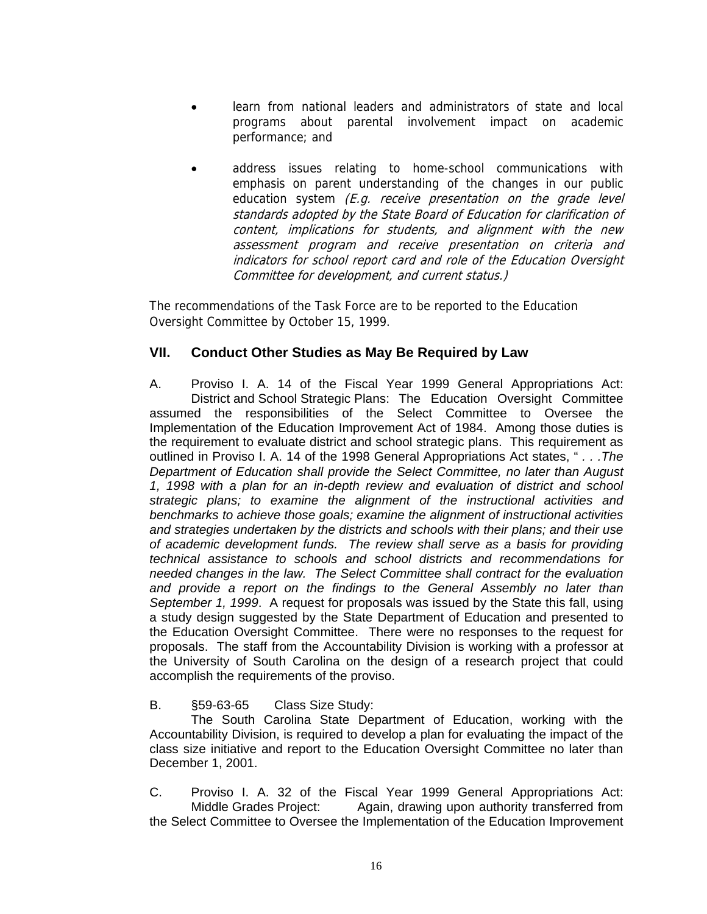- learn from national leaders and administrators of state and local programs about parental involvement impact on academic performance; and

- address issues relating to home-school communications with emphasis on parent understanding of the changes in our public education system *(E.g. receive presentation on the grade level standards adopted by the State Board of Education for clarification of content, implications for students, and alignment with the new assessment program and receive presentation on criteria and indicators for school report card and role of the Education Oversight Committee for development, and current status.)*

The recommendations of the Task Force are to be reported to the Education Oversight Committee by October 15, 1999.

## VII. Conduct Other Studies as May Be Required by Law

A. Proviso I. A. 14 of the Fiscal Year 1999 General Appropriations Act: District and School Strategic Plans: The Education Oversight Committee assumed the responsibilities of the Select Committee to Oversee the Implementation of the Education Improvement Act of 1984. Among those duties is the requirement to evaluate district and school strategic plans. This requirement as outlined in Proviso I. A. 14 of the 1998 General Appropriations Act states, " *. . .The Department of Education shall provide the Select Committee, no later than August 1, 1998 with a plan for an in-depth review and evaluation of district and school strategic plans; to examine the alignment of the instructional activities and benchmarks to achieve those goals; examine the alignment of instructional activities and strategies undertaken by the districts and schools with their plans; and their use of academic development funds. The review shall serve as a basis for providing technical assistance to schools and school districts and recommendations for needed changes in the law. The Select Committee shall contract for the evaluation and provide a report on the findings to the General Assembly no later than September 1, 1999*. A request for proposals was issued by the State this fall, using a study design suggested by the State Department of Education and presented to the Education Oversight Committee. There were no responses to the request for proposals. The staff from the Accountability Division is working with a professor at the University of South Carolina on the design of a research project that could accomplish the requirements of the proviso.

B. §59-63-65 Class Size Study:
The South Carolina State Department of Education, working with the Accountability Division, is required to develop a plan for evaluating the impact of the class size initiative and report to the Education Oversight Committee no later than December 1, 2001.

C. Proviso I. A. 32 of the Fiscal Year 1999 General Appropriations Act: Middle Grades Project: Again, drawing upon authority transferred from the Select Committee to Oversee the Implementation of the Education Improvement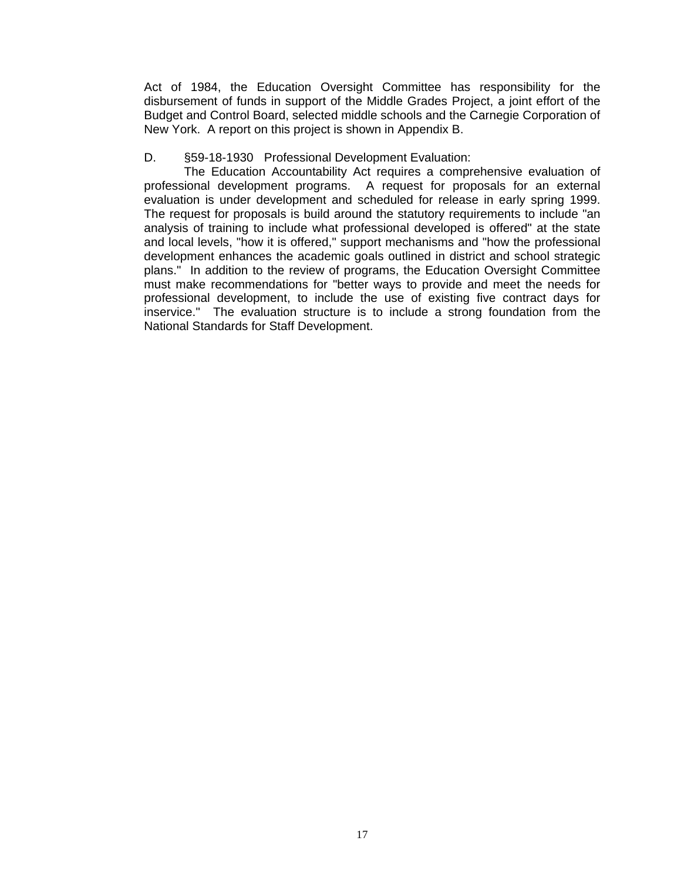Act of 1984, the Education Oversight Committee has responsibility for the disbursement of funds in support of the Middle Grades Project, a joint effort of the Budget and Control Board, selected middle schools and the Carnegie Corporation of New York. A report on this project is shown in Appendix B.

D. §59-18-1930 Professional Development Evaluation:

The Education Accountability Act requires a comprehensive evaluation of professional development programs. A request for proposals for an external evaluation is under development and scheduled for release in early spring 1999. The request for proposals is build around the statutory requirements to include "an analysis of training to include what professional developed is offered" at the state and local levels, "how it is offered," support mechanisms and "how the professional development enhances the academic goals outlined in district and school strategic plans." In addition to the review of programs, the Education Oversight Committee must make recommendations for "better ways to provide and meet the needs for professional development, to include the use of existing five contract days for inservice." The evaluation structure is to include a strong foundation from the National Standards for Staff Development.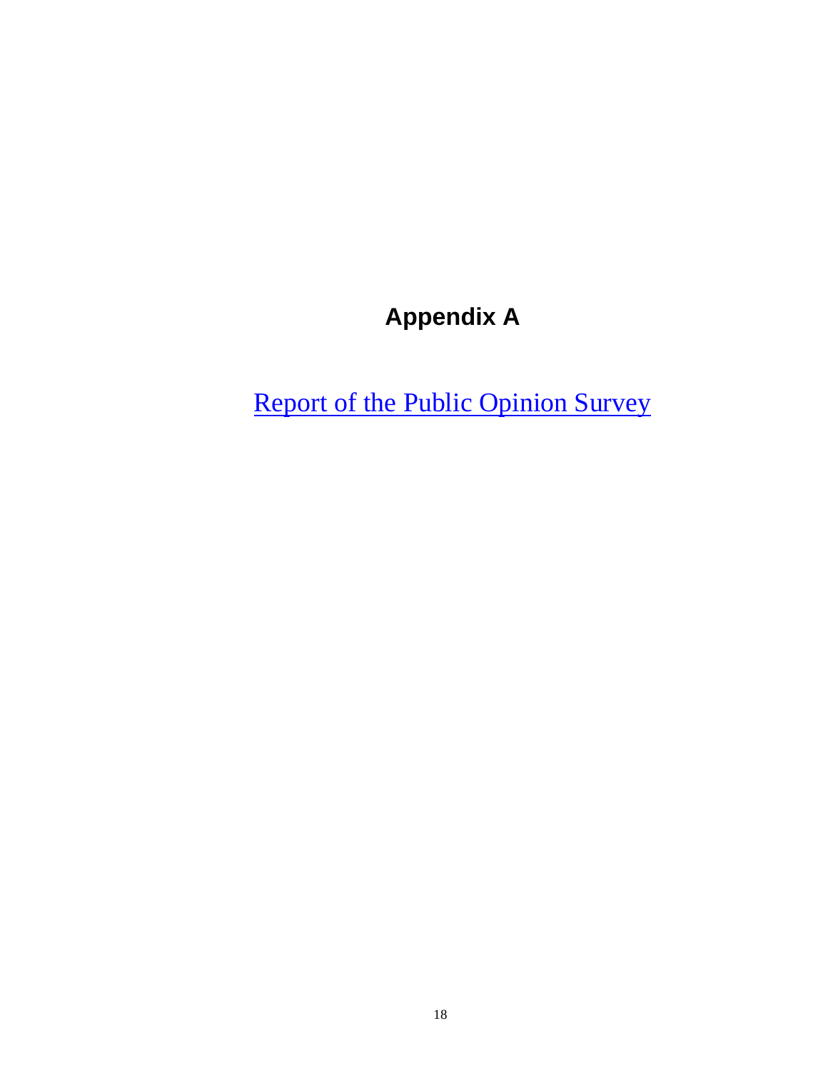# Appendix A

Report of the Public Opinion Survey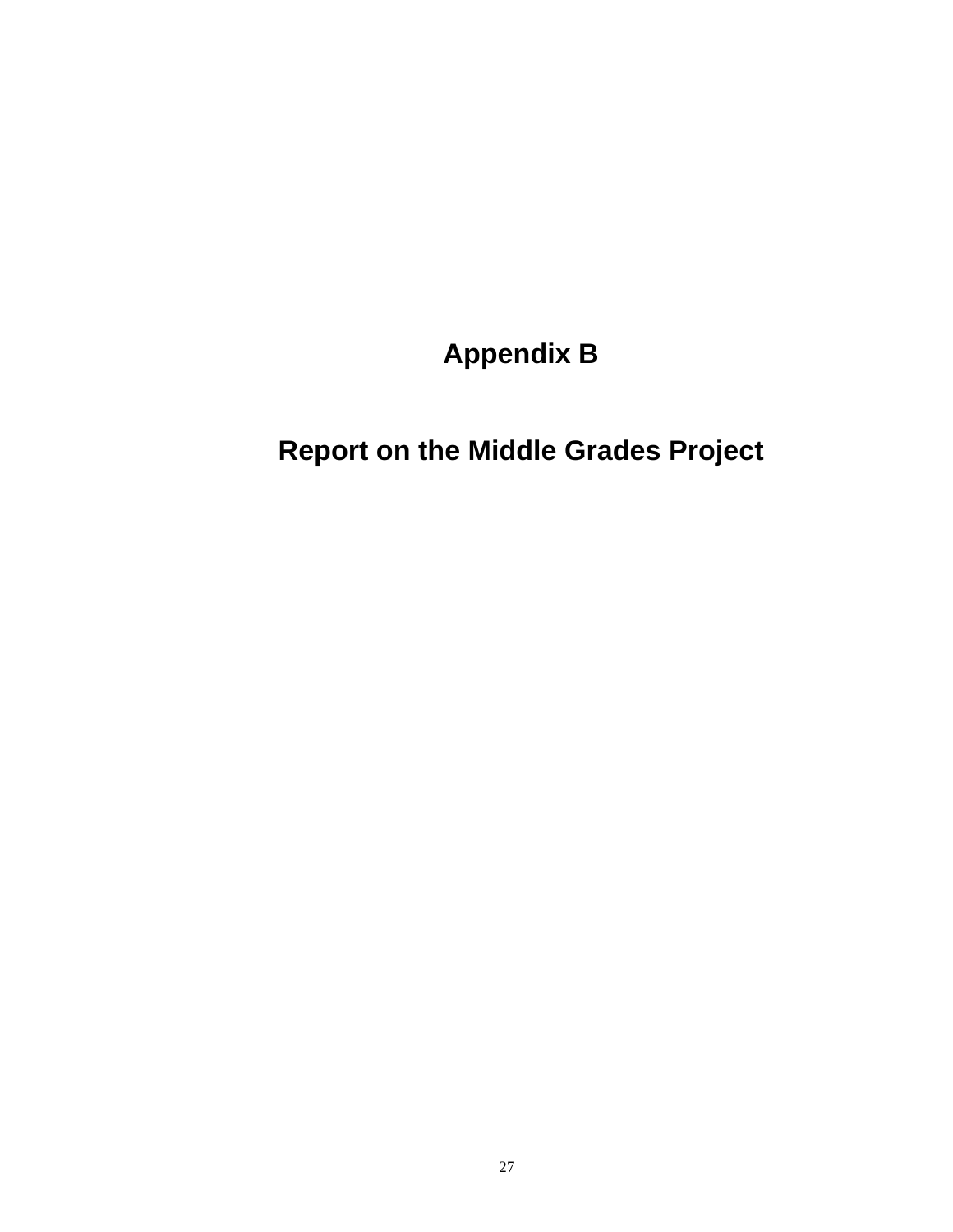# Appendix B

# Report on the Middle Grades Project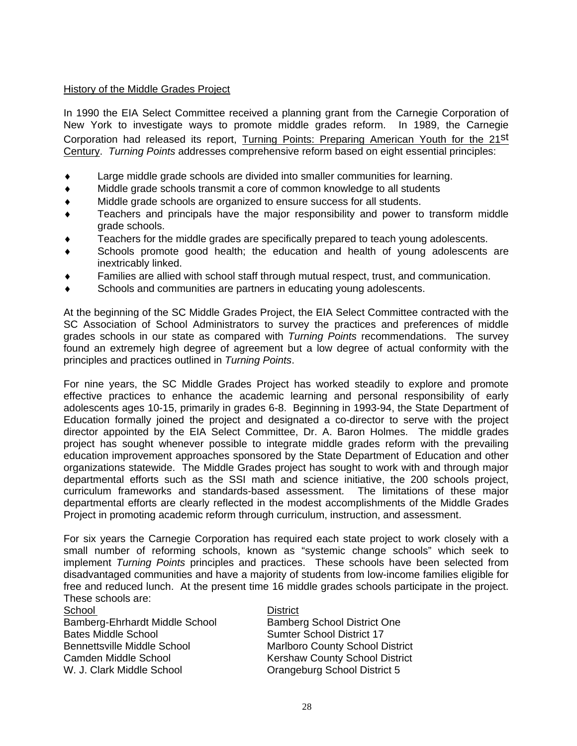History of the Middle Grades Project

In 1990 the EIA Select Committee received a planning grant from the Carnegie Corporation of New York to investigate ways to promote middle grades reform. In 1989, the Carnegie Corporation had released its report, Turning Points: Preparing American Youth for the 21st Century. *Turning Points* addresses comprehensive reform based on eight essential principles:

- Large middle grade schools are divided into smaller communities for learning.
- Middle grade schools transmit a core of common knowledge to all students
- Middle grade schools are organized to ensure success for all students.
- Teachers and principals have the major responsibility and power to transform middle grade schools.
- Teachers for the middle grades are specifically prepared to teach young adolescents.
- Schools promote good health; the education and health of young adolescents are inextricably linked.
- Families are allied with school staff through mutual respect, trust, and communication.
- Schools and communities are partners in educating young adolescents.

At the beginning of the SC Middle Grades Project, the EIA Select Committee contracted with the SC Association of School Administrators to survey the practices and preferences of middle grades schools in our state as compared with *Turning Points* recommendations. The survey found an extremely high degree of agreement but a low degree of actual conformity with the principles and practices outlined in *Turning Points*.

For nine years, the SC Middle Grades Project has worked steadily to explore and promote effective practices to enhance the academic learning and personal responsibility of early adolescents ages 10-15, primarily in grades 6-8. Beginning in 1993-94, the State Department of Education formally joined the project and designated a co-director to serve with the project director appointed by the EIA Select Committee, Dr. A. Baron Holmes. The middle grades project has sought whenever possible to integrate middle grades reform with the prevailing education improvement approaches sponsored by the State Department of Education and other organizations statewide. The Middle Grades project has sought to work with and through major departmental efforts such as the SSI math and science initiative, the 200 schools project, curriculum frameworks and standards-based assessment. The limitations of these major departmental efforts are clearly reflected in the modest accomplishments of the Middle Grades Project in promoting academic reform through curriculum, instruction, and assessment.

For six years the Carnegie Corporation has required each state project to work closely with a small number of reforming schools, known as "systemic change schools" which seek to implement *Turning Points* principles and practices. These schools have been selected from disadvantaged communities and have a majority of students from low-income families eligible for free and reduced lunch. At the present time 16 middle grades schools participate in the project. These schools are:

| School | District |
|---|---|
| Bamberg-Ehrhardt Middle School | Bamberg School District One |
| Bates Middle School | Sumter School District 17 |
| Bennettsville Middle School | Marlboro County School District |
| Camden Middle School | Kershaw County School District |
| W. J. Clark Middle School | Orangeburg School District 5 |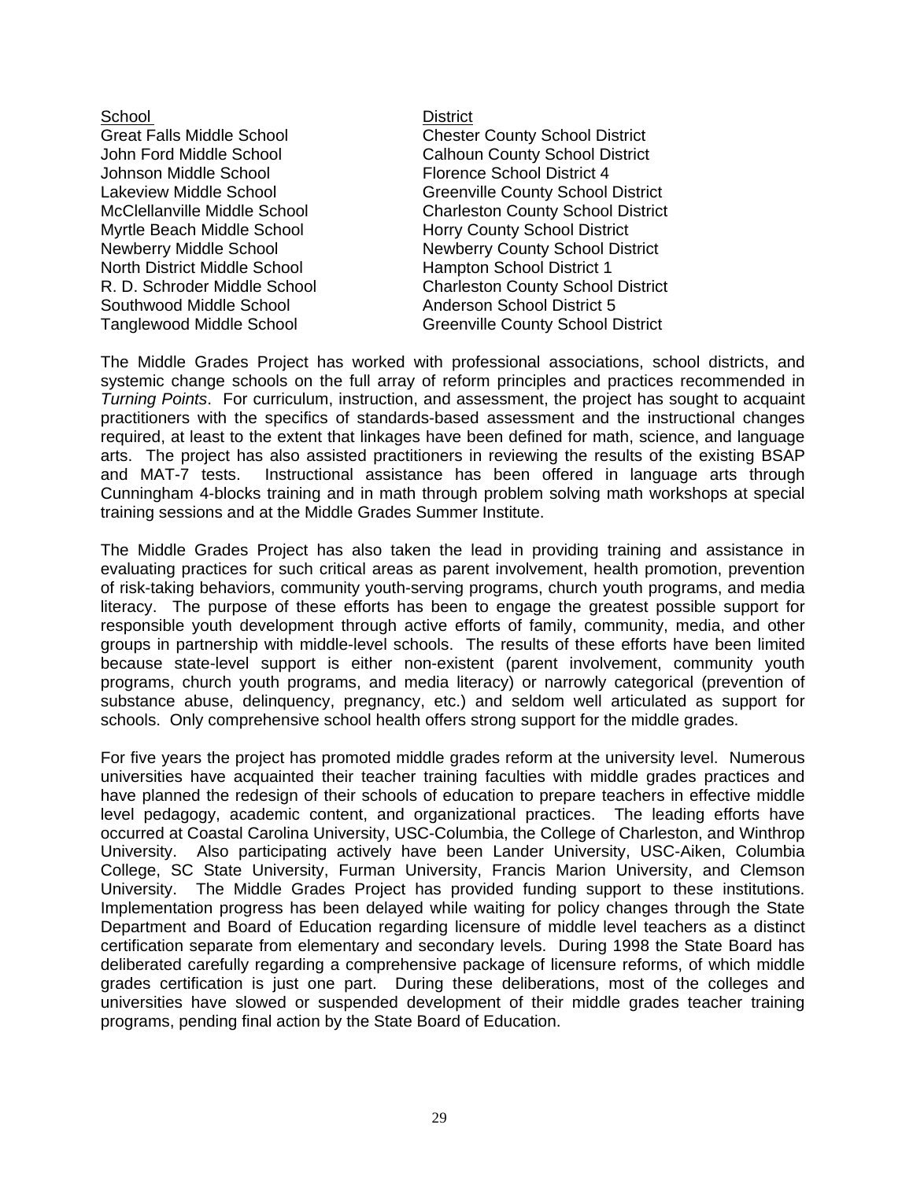| School | District |
|---|---|
| Great Falls Middle School | Chester County School District |
| John Ford Middle School | Calhoun County School District |
| Johnson Middle School | Florence School District 4 |
| Lakeview Middle School | Greenville County School District |
| McClellanville Middle School | Charleston County School District |
| Myrtle Beach Middle School | Horry County School District |
| Newberry Middle School | Newberry County School District |
| North District Middle School | Hampton School District 1 |
| R. D. Schroder Middle School | Charleston County School District |
| Southwood Middle School | Anderson School District 5 |
| Tanglewood Middle School | Greenville County School District |

The Middle Grades Project has worked with professional associations, school districts, and systemic change schools on the full array of reform principles and practices recommended in *Turning Points*. For curriculum, instruction, and assessment, the project has sought to acquaint practitioners with the specifics of standards-based assessment and the instructional changes required, at least to the extent that linkages have been defined for math, science, and language arts. The project has also assisted practitioners in reviewing the results of the existing BSAP and MAT-7 tests. Instructional assistance has been offered in language arts through Cunningham 4-blocks training and in math through problem solving math workshops at special training sessions and at the Middle Grades Summer Institute.

The Middle Grades Project has also taken the lead in providing training and assistance in evaluating practices for such critical areas as parent involvement, health promotion, prevention of risk-taking behaviors, community youth-serving programs, church youth programs, and media literacy. The purpose of these efforts has been to engage the greatest possible support for responsible youth development through active efforts of family, community, media, and other groups in partnership with middle-level schools. The results of these efforts have been limited because state-level support is either non-existent (parent involvement, community youth programs, church youth programs, and media literacy) or narrowly categorical (prevention of substance abuse, delinquency, pregnancy, etc.) and seldom well articulated as support for schools. Only comprehensive school health offers strong support for the middle grades.

For five years the project has promoted middle grades reform at the university level. Numerous universities have acquainted their teacher training faculties with middle grades practices and have planned the redesign of their schools of education to prepare teachers in effective middle level pedagogy, academic content, and organizational practices. The leading efforts have occurred at Coastal Carolina University, USC-Columbia, the College of Charleston, and Winthrop University. Also participating actively have been Lander University, USC-Aiken, Columbia College, SC State University, Furman University, Francis Marion University, and Clemson University. The Middle Grades Project has provided funding support to these institutions. Implementation progress has been delayed while waiting for policy changes through the State Department and Board of Education regarding licensure of middle level teachers as a distinct certification separate from elementary and secondary levels. During 1998 the State Board has deliberated carefully regarding a comprehensive package of licensure reforms, of which middle grades certification is just one part. During these deliberations, most of the colleges and universities have slowed or suspended development of their middle grades teacher training programs, pending final action by the State Board of Education.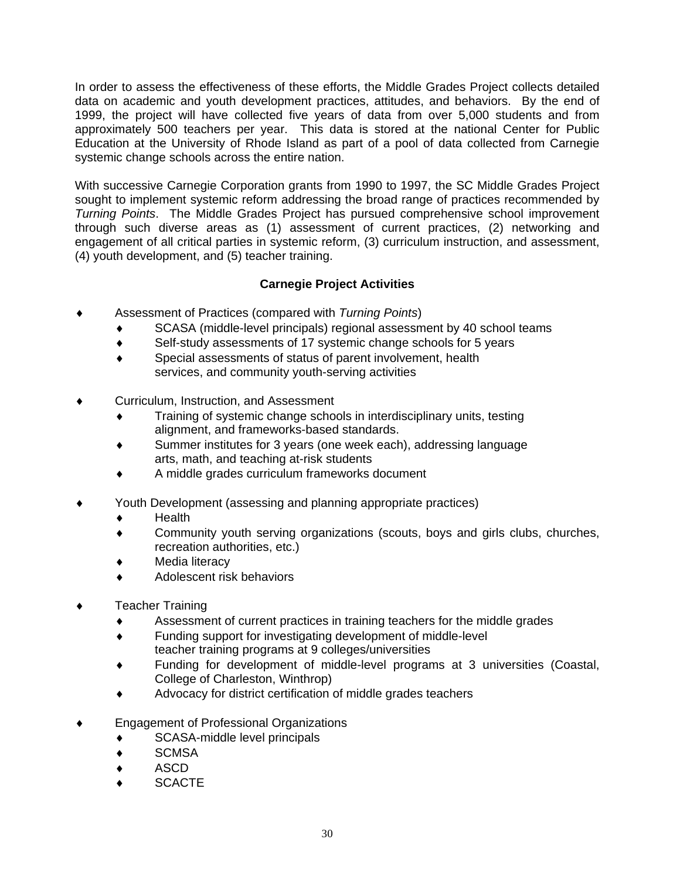In order to assess the effectiveness of these efforts, the Middle Grades Project collects detailed data on academic and youth development practices, attitudes, and behaviors. By the end of 1999, the project will have collected five years of data from over 5,000 students and from approximately 500 teachers per year. This data is stored at the national Center for Public Education at the University of Rhode Island as part of a pool of data collected from Carnegie systemic change schools across the entire nation.

With successive Carnegie Corporation grants from 1990 to 1997, the SC Middle Grades Project sought to implement systemic reform addressing the broad range of practices recommended by *Turning Points*. The Middle Grades Project has pursued comprehensive school improvement through such diverse areas as (1) assessment of current practices, (2) networking and engagement of all critical parties in systemic reform, (3) curriculum instruction, and assessment, (4) youth development, and (5) teacher training.

**Carnegie Project Activities**

- Assessment of Practices (compared with *Turning Points*)
  - SCASA (middle-level principals) regional assessment by 40 school teams
  - Self-study assessments of 17 systemic change schools for 5 years
  - Special assessments of status of parent involvement, health services, and community youth-serving activities

- Curriculum, Instruction, and Assessment
  - Training of systemic change schools in interdisciplinary units, testing alignment, and frameworks-based standards.
  - Summer institutes for 3 years (one week each), addressing language arts, math, and teaching at-risk students
  - A middle grades curriculum frameworks document

- Youth Development (assessing and planning appropriate practices)
  - Health
  - Community youth serving organizations (scouts, boys and girls clubs, churches, recreation authorities, etc.)
  - Media literacy
  - Adolescent risk behaviors

- Teacher Training
  - Assessment of current practices in training teachers for the middle grades
  - Funding support for investigating development of middle-level teacher training programs at 9 colleges/universities
  - Funding for development of middle-level programs at 3 universities (Coastal, College of Charleston, Winthrop)
  - Advocacy for district certification of middle grades teachers

- Engagement of Professional Organizations
  - SCASA-middle level principals
  - SCMSA
  - ASCD
  - SCACTE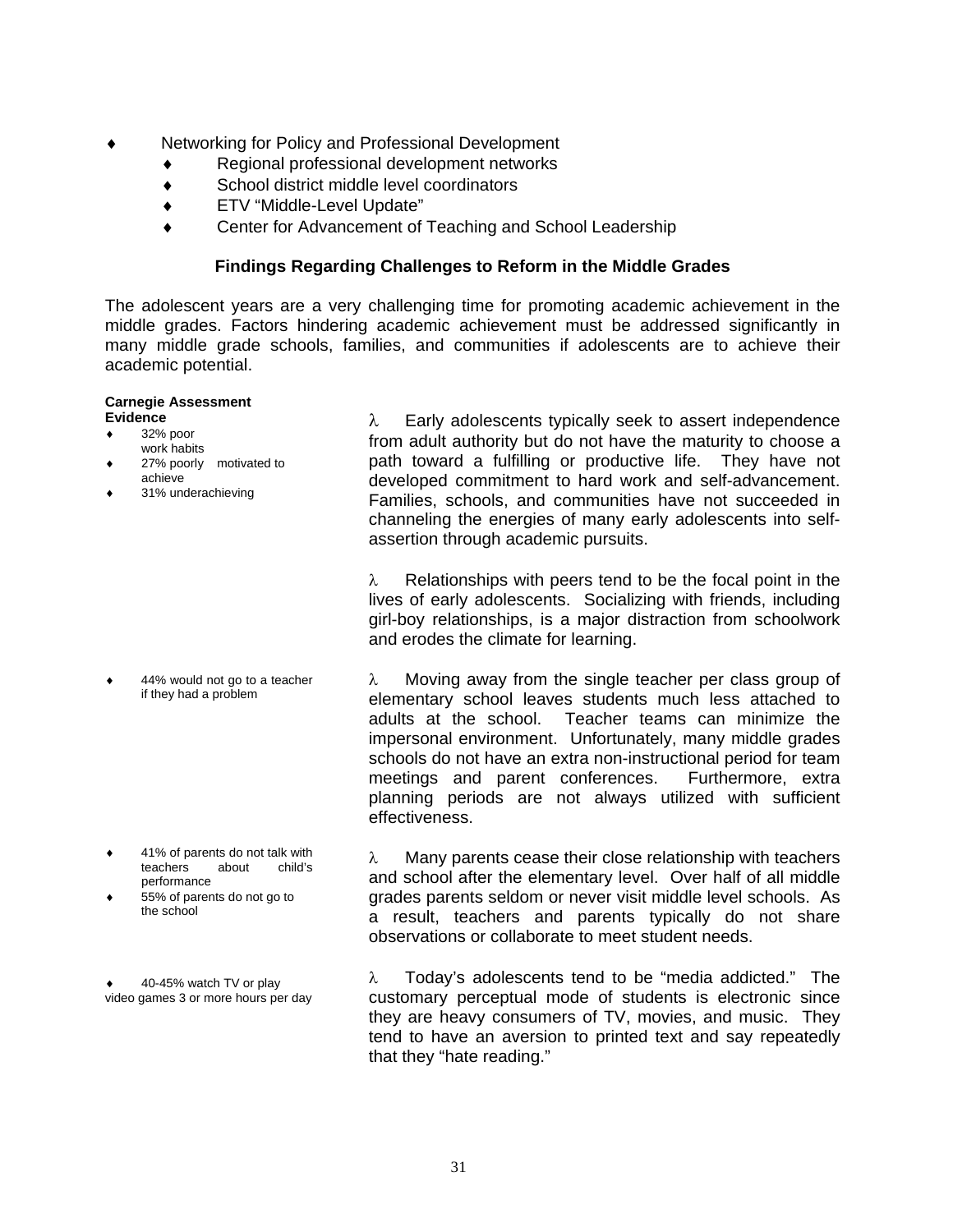- Networking for Policy and Professional Development
  - Regional professional development networks
  - School district middle level coordinators
  - ETV "Middle-Level Update"
  - Center for Advancement of Teaching and School Leadership

### Findings Regarding Challenges to Reform in the Middle Grades

The adolescent years are a very challenging time for promoting academic achievement in the middle grades. Factors hindering academic achievement must be addressed significantly in many middle grade schools, families, and communities if adolescents are to achieve their academic potential.

**Carnegie Assessment Evidence**

- 32% poor work habits
- 27% poorly motivated to achieve
- 31% underachieving

λ Early adolescents typically seek to assert independence from adult authority but do not have the maturity to choose a path toward a fulfilling or productive life. They have not developed commitment to hard work and self-advancement. Families, schools, and communities have not succeeded in channeling the energies of many early adolescents into self-assertion through academic pursuits.

λ Relationships with peers tend to be the focal point in the lives of early adolescents. Socializing with friends, including girl-boy relationships, is a major distraction from schoolwork and erodes the climate for learning.

- 44% would not go to a teacher if they had a problem

λ Moving away from the single teacher per class group of elementary school leaves students much less attached to adults at the school. Teacher teams can minimize the impersonal environment. Unfortunately, many middle grades schools do not have an extra non-instructional period for team meetings and parent conferences. Furthermore, extra planning periods are not always utilized with sufficient effectiveness.

- 41% of parents do not talk with teachers about child's performance
- 55% of parents do not go to the school

λ Many parents cease their close relationship with teachers and school after the elementary level. Over half of all middle grades parents seldom or never visit middle level schools. As a result, teachers and parents typically do not share observations or collaborate to meet student needs.

- 40-45% watch TV or play video games 3 or more hours per day

λ Today's adolescents tend to be "media addicted." The customary perceptual mode of students is electronic since they are heavy consumers of TV, movies, and music. They tend to have an aversion to printed text and say repeatedly that they "hate reading."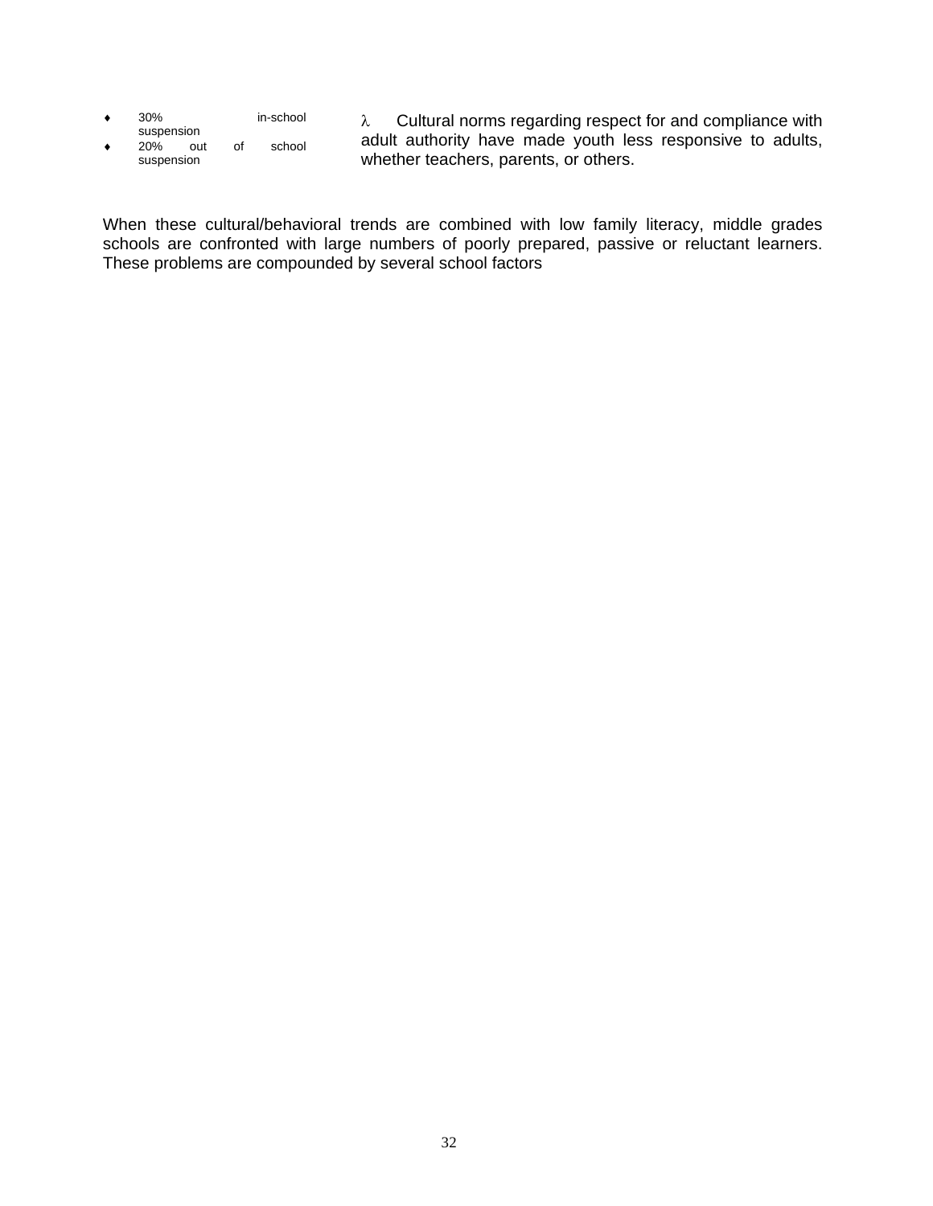- 30% in-school suspension
- 20% out of school suspension

- Cultural norms regarding respect for and compliance with adult authority have made youth less responsive to adults, whether teachers, parents, or others.

When these cultural/behavioral trends are combined with low family literacy, middle grades schools are confronted with large numbers of poorly prepared, passive or reluctant learners. These problems are compounded by several school factors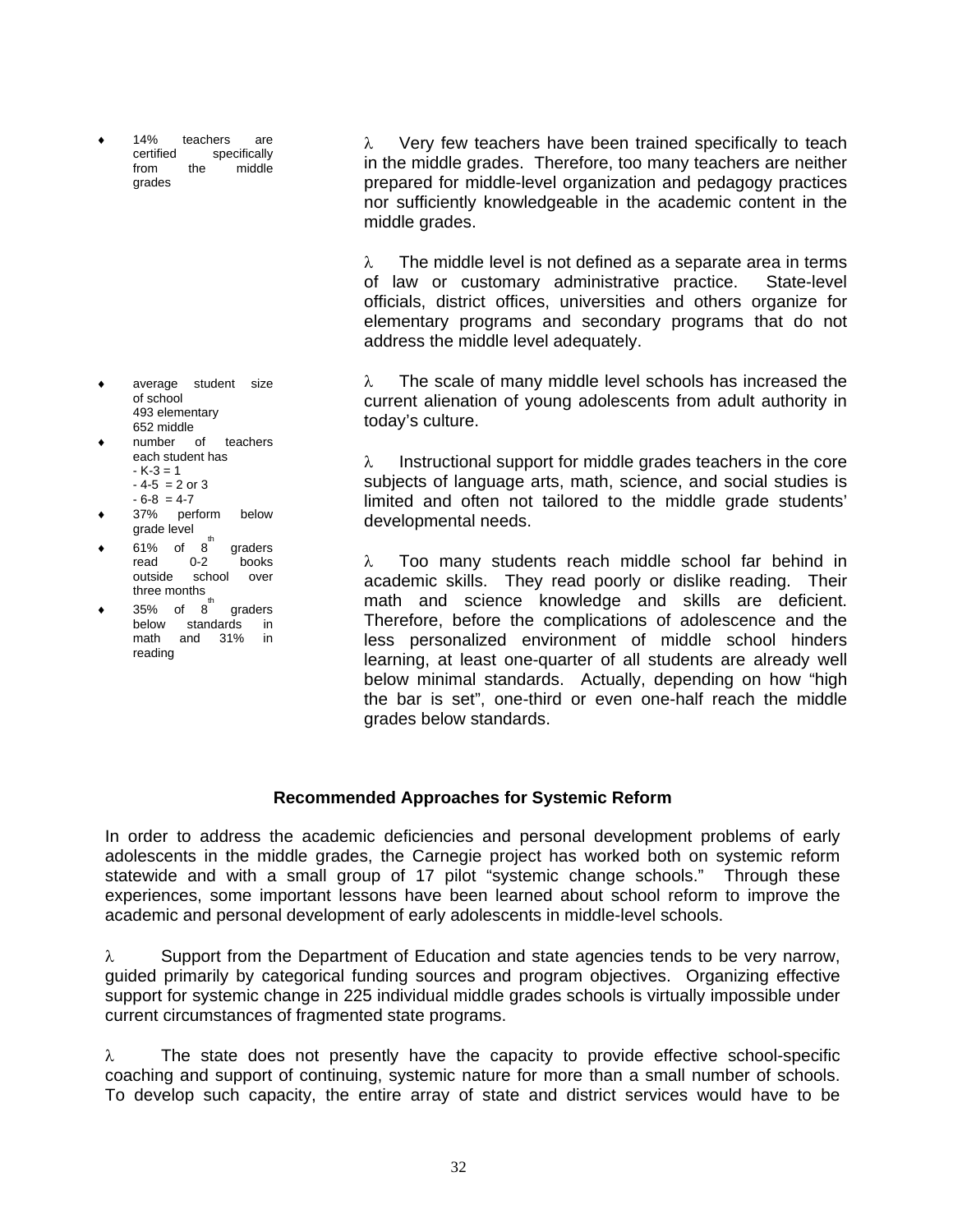- 14% teachers are certified specifically from the middle grades

λ Very few teachers have been trained specifically to teach in the middle grades. Therefore, too many teachers are neither prepared for middle-level organization and pedagogy practices nor sufficiently knowledgeable in the academic content in the middle grades.

λ The middle level is not defined as a separate area in terms of law or customary administrative practice. State-level officials, district offices, universities and others organize for elementary programs and secondary programs that do not address the middle level adequately.

- average student size of school
  493 elementary
  652 middle
- number of teachers each student has
  - K-3 = 1
  - 4-5 = 2 or 3
  - 6-8 = 4-7
- 37% perform below grade level
- 61% of 8th graders read 0-2 books outside school over three months
- 35% of 8th graders below standards in math and 31% in reading

λ The scale of many middle level schools has increased the current alienation of young adolescents from adult authority in today's culture.

λ Instructional support for middle grades teachers in the core subjects of language arts, math, science, and social studies is limited and often not tailored to the middle grade students' developmental needs.

λ Too many students reach middle school far behind in academic skills. They read poorly or dislike reading. Their math and science knowledge and skills are deficient. Therefore, before the complications of adolescence and the less personalized environment of middle school hinders learning, at least one-quarter of all students are already well below minimal standards. Actually, depending on how "high the bar is set", one-third or even one-half reach the middle grades below standards.

**Recommended Approaches for Systemic Reform**

In order to address the academic deficiencies and personal development problems of early adolescents in the middle grades, the Carnegie project has worked both on systemic reform statewide and with a small group of 17 pilot "systemic change schools." Through these experiences, some important lessons have been learned about school reform to improve the academic and personal development of early adolescents in middle-level schools.

λ Support from the Department of Education and state agencies tends to be very narrow, guided primarily by categorical funding sources and program objectives. Organizing effective support for systemic change in 225 individual middle grades schools is virtually impossible under current circumstances of fragmented state programs.

λ The state does not presently have the capacity to provide effective school-specific coaching and support of continuing, systemic nature for more than a small number of schools. To develop such capacity, the entire array of state and district services would have to be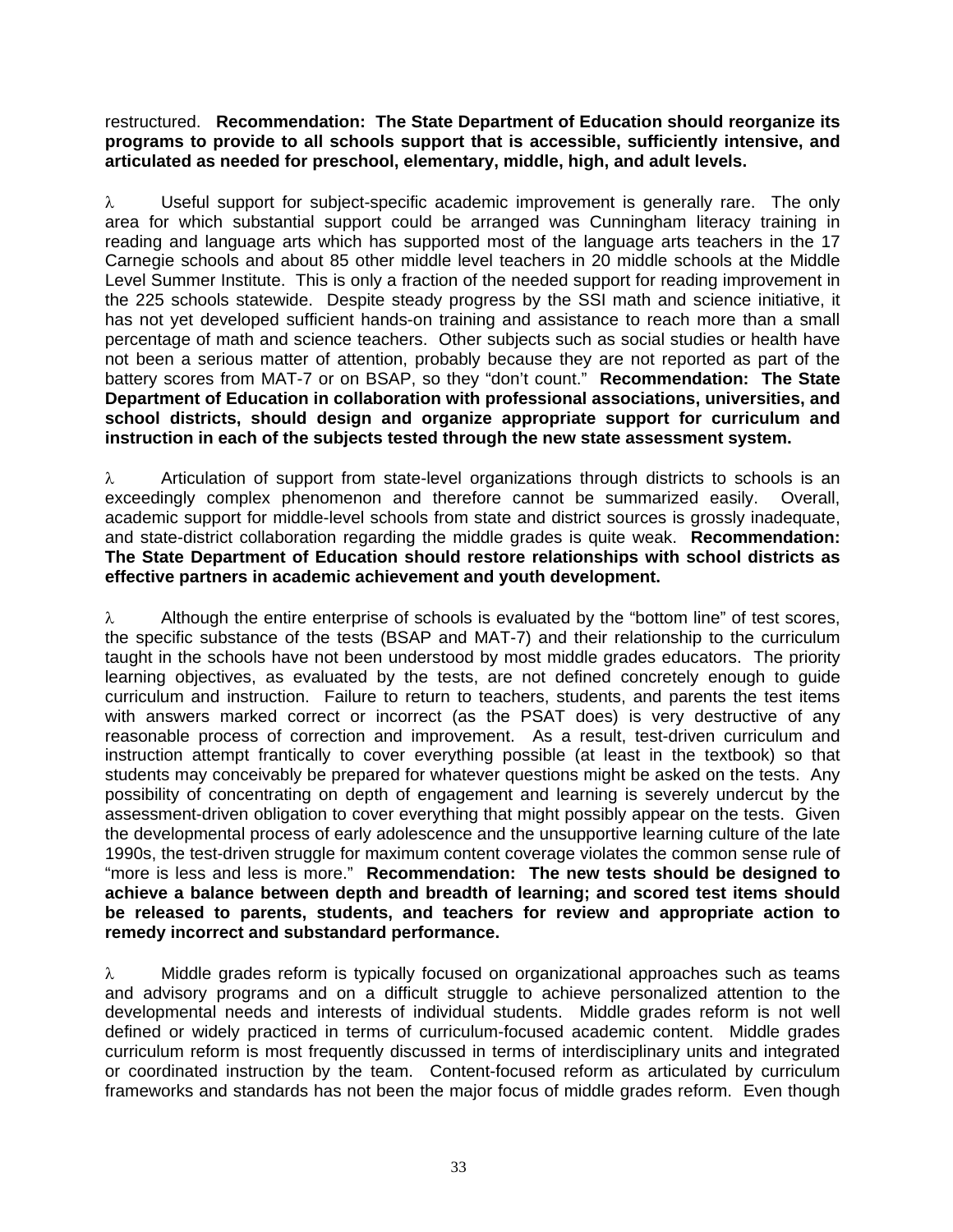restructured. **Recommendation: The State Department of Education should reorganize its programs to provide to all schools support that is accessible, sufficiently intensive, and articulated as needed for preschool, elementary, middle, high, and adult levels.**

- Useful support for subject-specific academic improvement is generally rare. The only area for which substantial support could be arranged was Cunningham literacy training in reading and language arts which has supported most of the language arts teachers in the 17 Carnegie schools and about 85 other middle level teachers in 20 middle schools at the Middle Level Summer Institute. This is only a fraction of the needed support for reading improvement in the 225 schools statewide. Despite steady progress by the SSI math and science initiative, it has not yet developed sufficient hands-on training and assistance to reach more than a small percentage of math and science teachers. Other subjects such as social studies or health have not been a serious matter of attention, probably because they are not reported as part of the battery scores from MAT-7 or on BSAP, so they "don't count." **Recommendation: The State Department of Education in collaboration with professional associations, universities, and school districts, should design and organize appropriate support for curriculum and instruction in each of the subjects tested through the new state assessment system.**

- Articulation of support from state-level organizations through districts to schools is an exceedingly complex phenomenon and therefore cannot be summarized easily. Overall, academic support for middle-level schools from state and district sources is grossly inadequate, and state-district collaboration regarding the middle grades is quite weak. **Recommendation: The State Department of Education should restore relationships with school districts as effective partners in academic achievement and youth development.**

- Although the entire enterprise of schools is evaluated by the "bottom line" of test scores, the specific substance of the tests (BSAP and MAT-7) and their relationship to the curriculum taught in the schools have not been understood by most middle grades educators. The priority learning objectives, as evaluated by the tests, are not defined concretely enough to guide curriculum and instruction. Failure to return to teachers, students, and parents the test items with answers marked correct or incorrect (as the PSAT does) is very destructive of any reasonable process of correction and improvement. As a result, test-driven curriculum and instruction attempt frantically to cover everything possible (at least in the textbook) so that students may conceivably be prepared for whatever questions might be asked on the tests. Any possibility of concentrating on depth of engagement and learning is severely undercut by the assessment-driven obligation to cover everything that might possibly appear on the tests. Given the developmental process of early adolescence and the unsupportive learning culture of the late 1990s, the test-driven struggle for maximum content coverage violates the common sense rule of "more is less and less is more." **Recommendation: The new tests should be designed to achieve a balance between depth and breadth of learning; and scored test items should be released to parents, students, and teachers for review and appropriate action to remedy incorrect and substandard performance.**

- Middle grades reform is typically focused on organizational approaches such as teams and advisory programs and on a difficult struggle to achieve personalized attention to the developmental needs and interests of individual students. Middle grades reform is not well defined or widely practiced in terms of curriculum-focused academic content. Middle grades curriculum reform is most frequently discussed in terms of interdisciplinary units and integrated or coordinated instruction by the team. Content-focused reform as articulated by curriculum frameworks and standards has not been the major focus of middle grades reform. Even though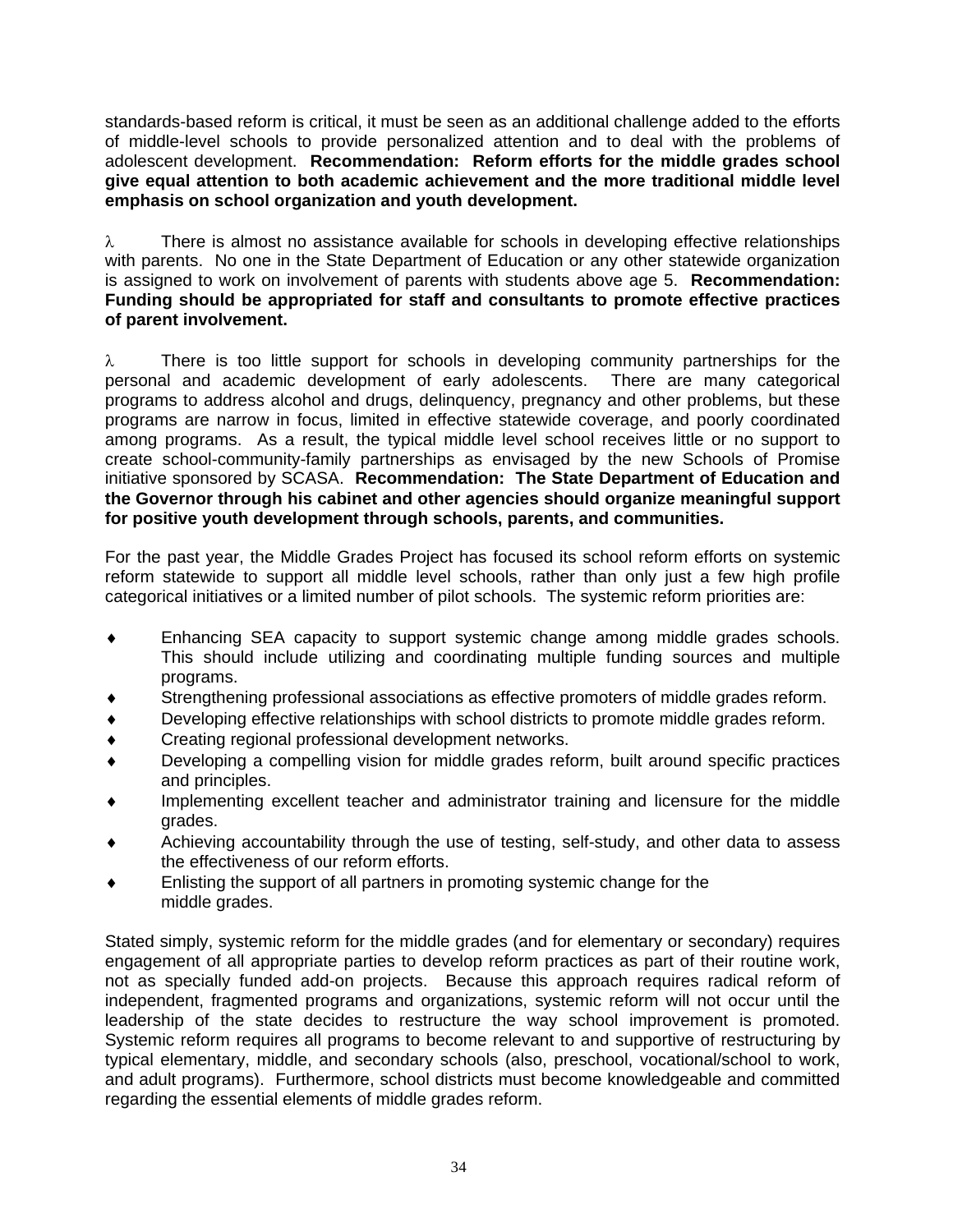standards-based reform is critical, it must be seen as an additional challenge added to the efforts of middle-level schools to provide personalized attention and to deal with the problems of adolescent development. **Recommendation: Reform efforts for the middle grades school give equal attention to both academic achievement and the more traditional middle level emphasis on school organization and youth development.**

λ There is almost no assistance available for schools in developing effective relationships with parents. No one in the State Department of Education or any other statewide organization is assigned to work on involvement of parents with students above age 5. **Recommendation: Funding should be appropriated for staff and consultants to promote effective practices of parent involvement.**

λ There is too little support for schools in developing community partnerships for the personal and academic development of early adolescents. There are many categorical programs to address alcohol and drugs, delinquency, pregnancy and other problems, but these programs are narrow in focus, limited in effective statewide coverage, and poorly coordinated among programs. As a result, the typical middle level school receives little or no support to create school-community-family partnerships as envisaged by the new Schools of Promise initiative sponsored by SCASA. **Recommendation: The State Department of Education and the Governor through his cabinet and other agencies should organize meaningful support for positive youth development through schools, parents, and communities.**

For the past year, the Middle Grades Project has focused its school reform efforts on systemic reform statewide to support all middle level schools, rather than only just a few high profile categorical initiatives or a limited number of pilot schools. The systemic reform priorities are:

- Enhancing SEA capacity to support systemic change among middle grades schools. This should include utilizing and coordinating multiple funding sources and multiple programs.
- Strengthening professional associations as effective promoters of middle grades reform.
- Developing effective relationships with school districts to promote middle grades reform.
- Creating regional professional development networks.
- Developing a compelling vision for middle grades reform, built around specific practices and principles.
- Implementing excellent teacher and administrator training and licensure for the middle grades.
- Achieving accountability through the use of testing, self-study, and other data to assess the effectiveness of our reform efforts.
- Enlisting the support of all partners in promoting systemic change for the middle grades.

Stated simply, systemic reform for the middle grades (and for elementary or secondary) requires engagement of all appropriate parties to develop reform practices as part of their routine work, not as specially funded add-on projects. Because this approach requires radical reform of independent, fragmented programs and organizations, systemic reform will not occur until the leadership of the state decides to restructure the way school improvement is promoted. Systemic reform requires all programs to become relevant to and supportive of restructuring by typical elementary, middle, and secondary schools (also, preschool, vocational/school to work, and adult programs). Furthermore, school districts must become knowledgeable and committed regarding the essential elements of middle grades reform.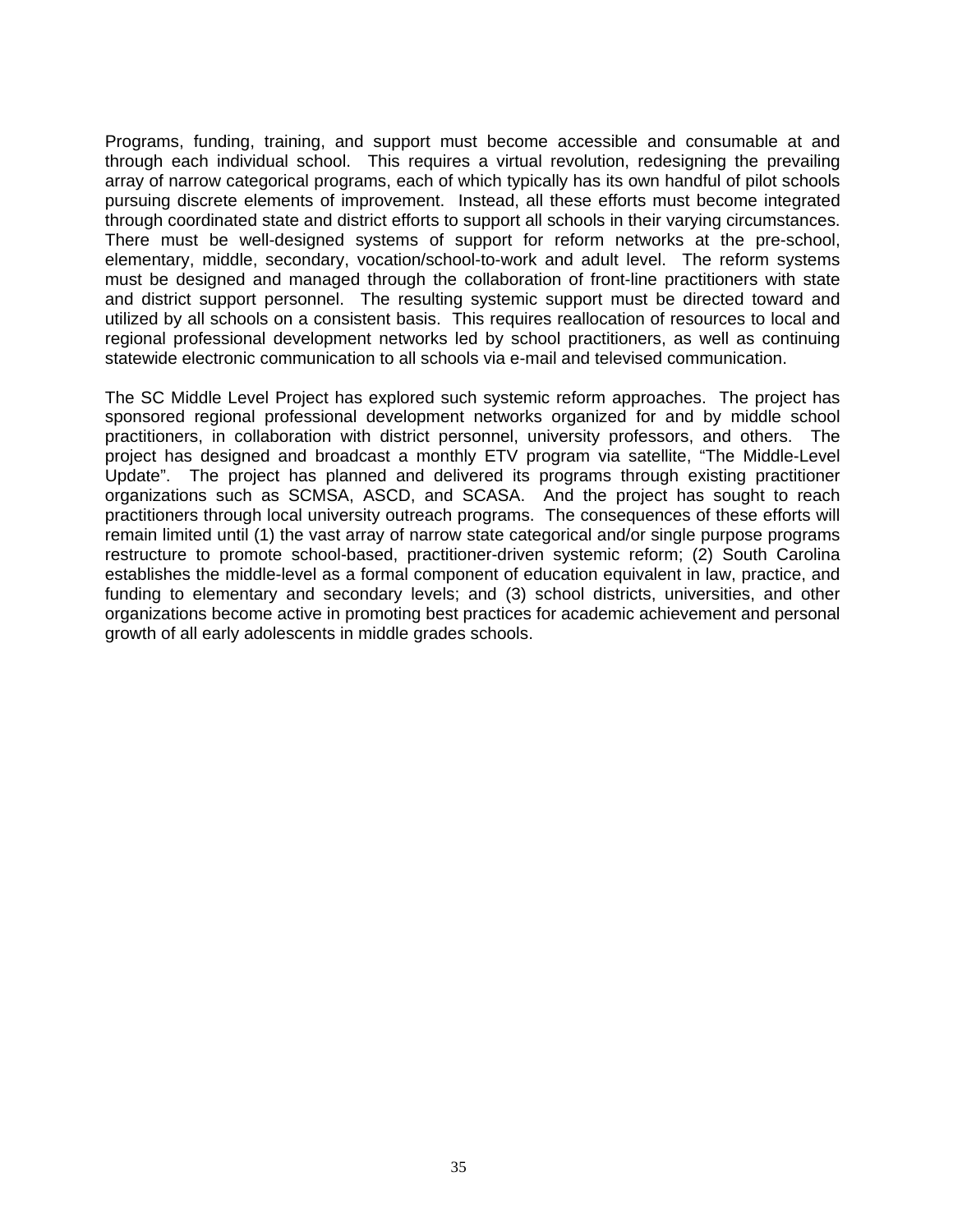Programs, funding, training, and support must become accessible and consumable at and through each individual school. This requires a virtual revolution, redesigning the prevailing array of narrow categorical programs, each of which typically has its own handful of pilot schools pursuing discrete elements of improvement. Instead, all these efforts must become integrated through coordinated state and district efforts to support all schools in their varying circumstances. There must be well-designed systems of support for reform networks at the pre-school, elementary, middle, secondary, vocation/school-to-work and adult level. The reform systems must be designed and managed through the collaboration of front-line practitioners with state and district support personnel. The resulting systemic support must be directed toward and utilized by all schools on a consistent basis. This requires reallocation of resources to local and regional professional development networks led by school practitioners, as well as continuing statewide electronic communication to all schools via e-mail and televised communication.

The SC Middle Level Project has explored such systemic reform approaches. The project has sponsored regional professional development networks organized for and by middle school practitioners, in collaboration with district personnel, university professors, and others. The project has designed and broadcast a monthly ETV program via satellite, "The Middle-Level Update". The project has planned and delivered its programs through existing practitioner organizations such as SCMSA, ASCD, and SCASA. And the project has sought to reach practitioners through local university outreach programs. The consequences of these efforts will remain limited until (1) the vast array of narrow state categorical and/or single purpose programs restructure to promote school-based, practitioner-driven systemic reform; (2) South Carolina establishes the middle-level as a formal component of education equivalent in law, practice, and funding to elementary and secondary levels; and (3) school districts, universities, and other organizations become active in promoting best practices for academic achievement and personal growth of all early adolescents in middle grades schools.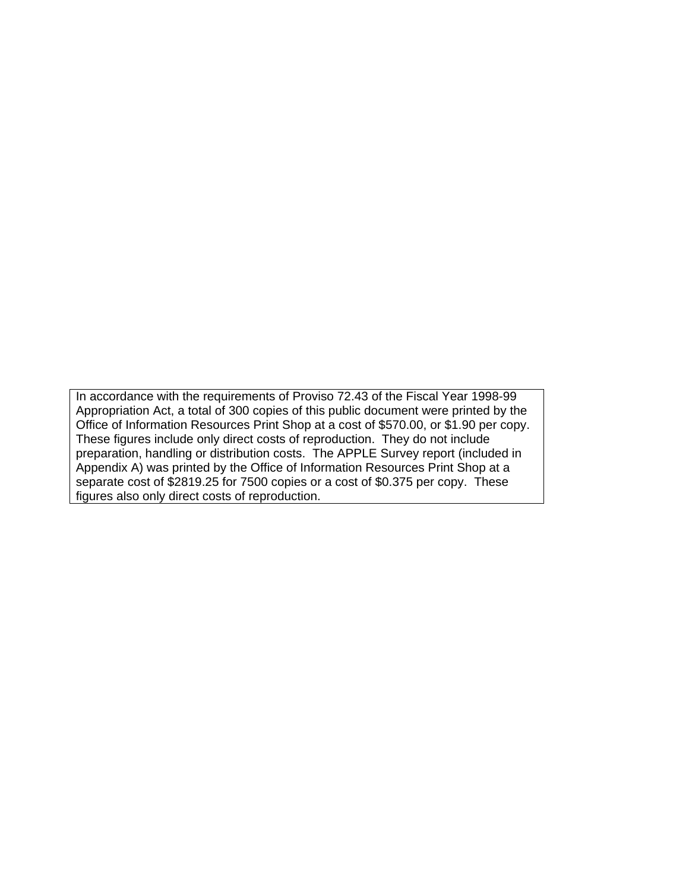In accordance with the requirements of Proviso 72.43 of the Fiscal Year 1998-99 Appropriation Act, a total of 300 copies of this public document were printed by the Office of Information Resources Print Shop at a cost of $570.00, or $1.90 per copy. These figures include only direct costs of reproduction. They do not include preparation, handling or distribution costs. The APPLE Survey report (included in Appendix A) was printed by the Office of Information Resources Print Shop at a separate cost of $2819.25 for 7500 copies or a cost of $0.375 per copy. These figures also only direct costs of reproduction.